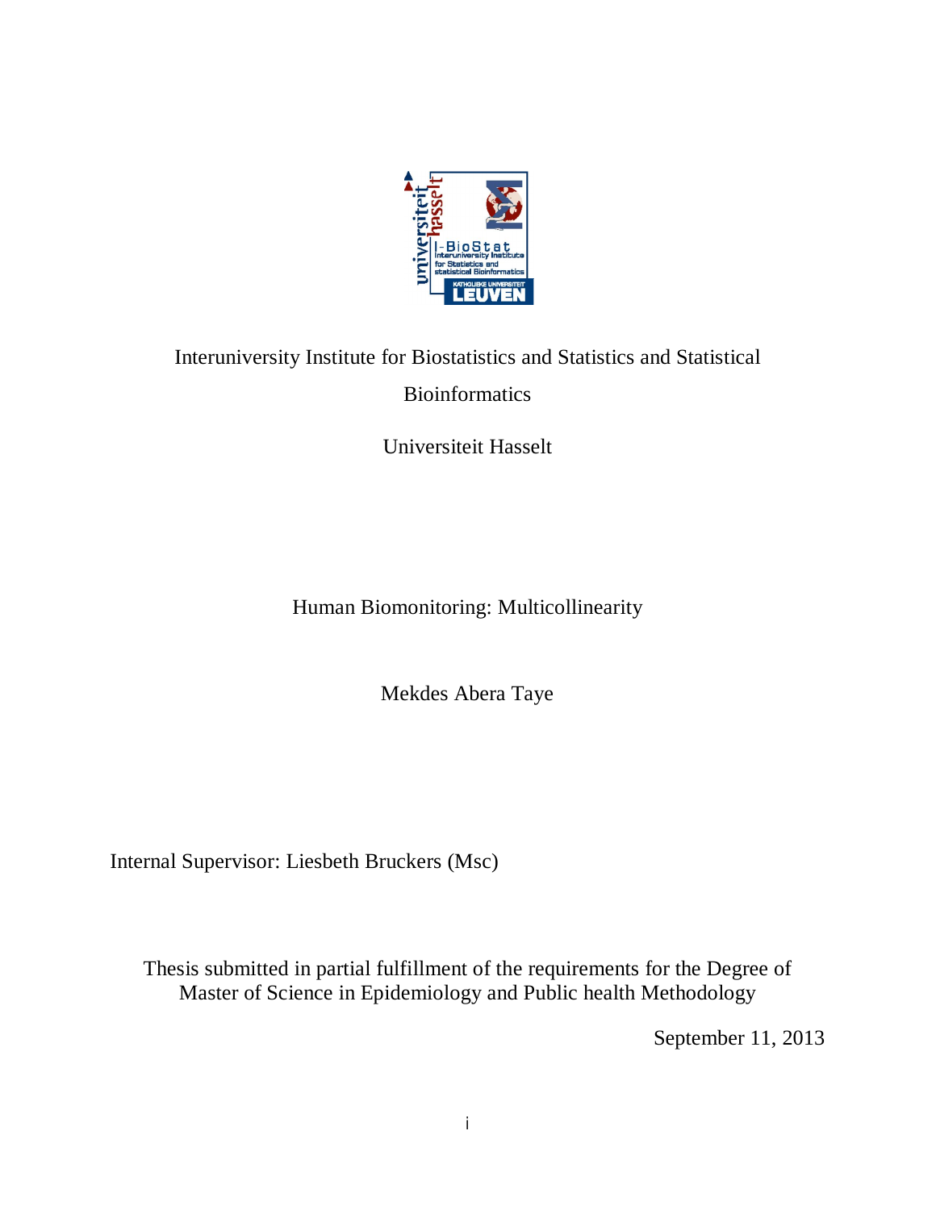Interuniversity Institute for Biostatistics and Statistics and Statistical Bioinformatics

Universiteit Hasselt

# Human Biomonitoring: Multicollinearity

Mekdes Abera Taye

Internal Supervisor: Liesbeth Bruckers (Msc)

Thesis submitted in partial fulfillment of the requirements for the Degree of Master of Science in Epidemiology and Public health Methodology

September 11, 2013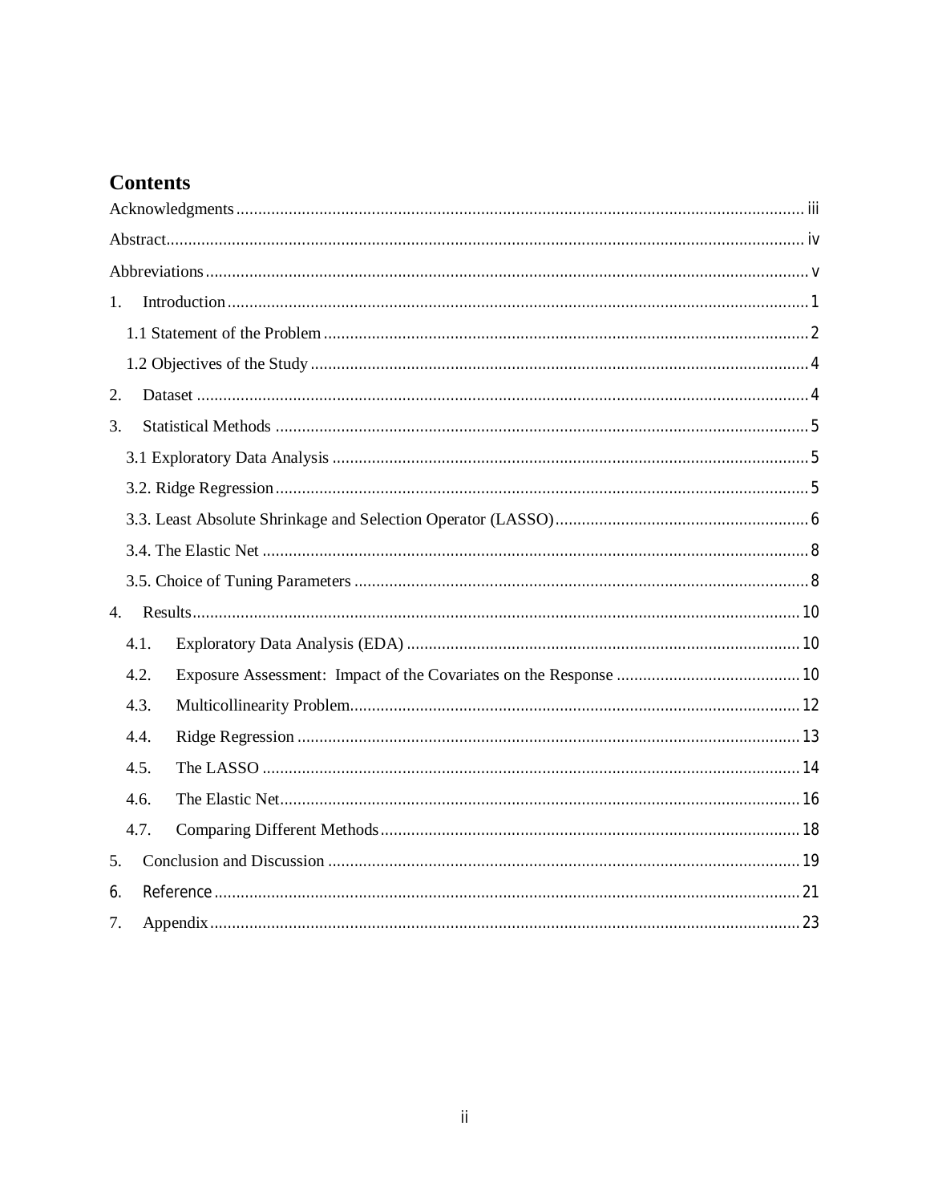# Contents

Acknowledgments ..... iii

Abstract ..... iv

Abbreviations ..... v

1. Introduction ..... 1
   - 1.1 Statement of the Problem ..... 2
   - 1.2 Objectives of the Study ..... 4
2. Dataset ..... 4
3. Statistical Methods ..... 5
   - 3.1 Exploratory Data Analysis ..... 5
   - 3.2. Ridge Regression ..... 5
   - 3.3. Least Absolute Shrinkage and Selection Operator (LASSO) ..... 6
   - 3.4. The Elastic Net ..... 8
   - 3.5. Choice of Tuning Parameters ..... 8
4. Results ..... 10
   - 4.1. Exploratory Data Analysis (EDA) ..... 10
   - 4.2. Exposure Assessment: Impact of the Covariates on the Response ..... 10
   - 4.3. Multicollinearity Problem ..... 12
   - 4.4. Ridge Regression ..... 13
   - 4.5. The LASSO ..... 14
   - 4.6. The Elastic Net ..... 16
   - 4.7. Comparing Different Methods ..... 18
5. Conclusion and Discussion ..... 19
6. Reference ..... 21
7. Appendix ..... 23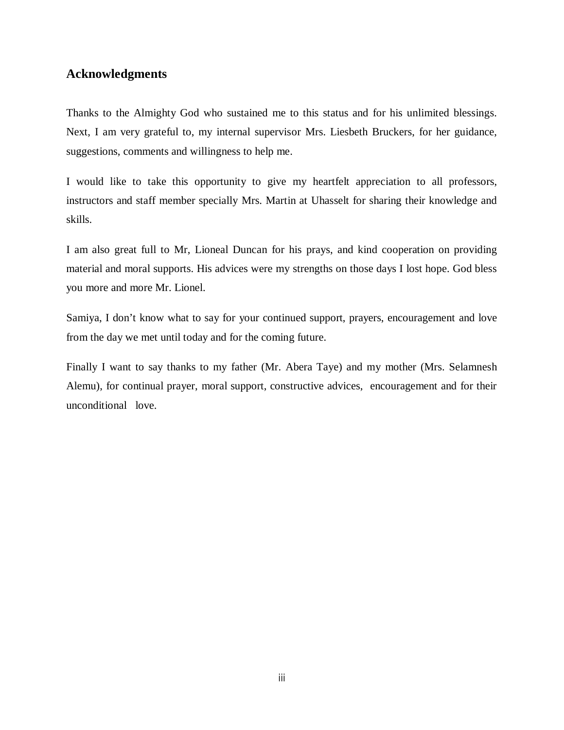## Acknowledgments

Thanks to the Almighty God who sustained me to this status and for his unlimited blessings. Next, I am very grateful to, my internal supervisor Mrs. Liesbeth Bruckers, for her guidance, suggestions, comments and willingness to help me.

I would like to take this opportunity to give my heartfelt appreciation to all professors, instructors and staff member specially Mrs. Martin at Uhasselt for sharing their knowledge and skills.

I am also great full to Mr, Lioneal Duncan for his prays, and kind cooperation on providing material and moral supports. His advices were my strengths on those days I lost hope. God bless you more and more Mr. Lionel.

Samiya, I don't know what to say for your continued support, prayers, encouragement and love from the day we met until today and for the coming future.

Finally I want to say thanks to my father (Mr. Abera Taye) and my mother (Mrs. Selamnesh Alemu), for continual prayer, moral support, constructive advices, encouragement and for their unconditional love.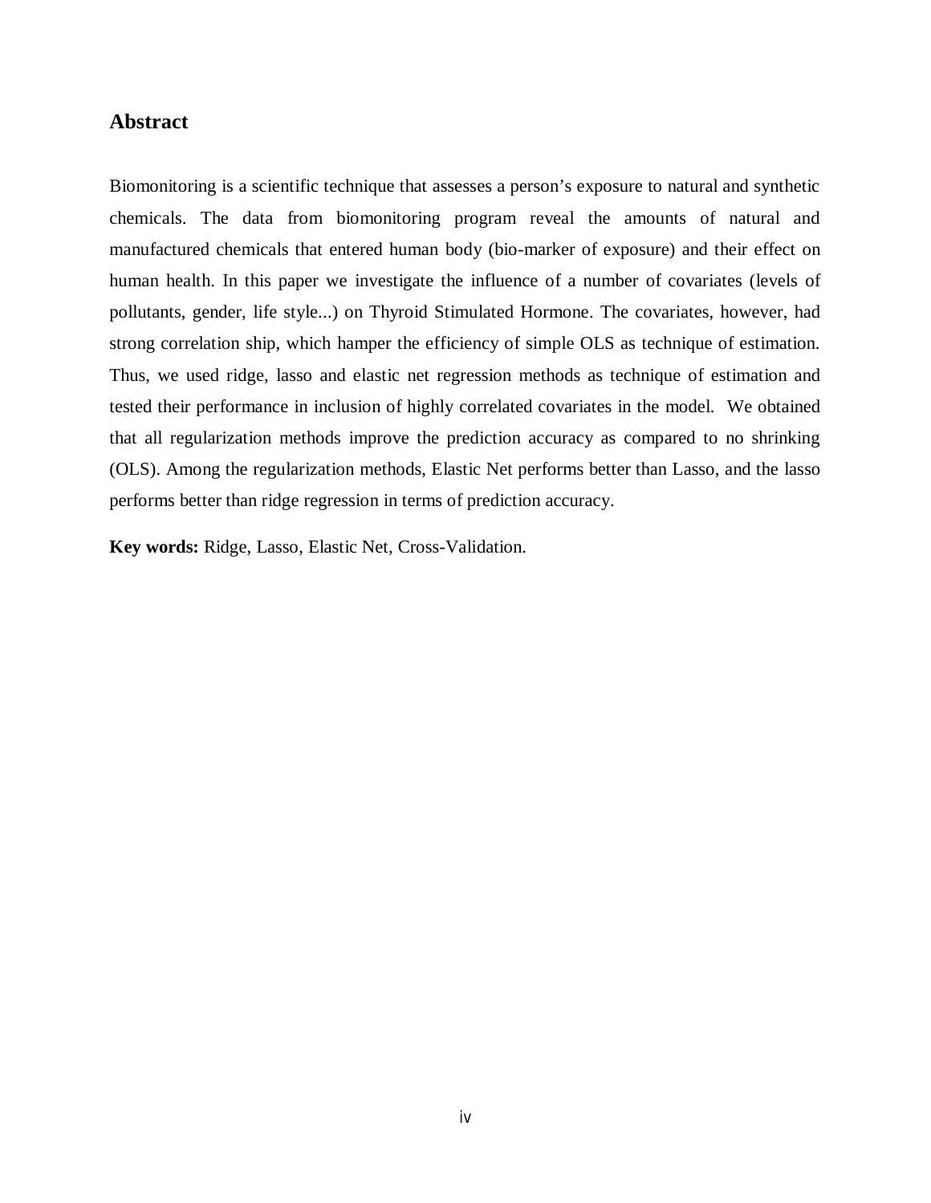## Abstract

Biomonitoring is a scientific technique that assesses a person's exposure to natural and synthetic chemicals. The data from biomonitoring program reveal the amounts of natural and manufactured chemicals that entered human body (bio-marker of exposure) and their effect on human health. In this paper we investigate the influence of a number of covariates (levels of pollutants, gender, life style...) on Thyroid Stimulated Hormone. The covariates, however, had strong correlation ship, which hamper the efficiency of simple OLS as technique of estimation. Thus, we used ridge, lasso and elastic net regression methods as technique of estimation and tested their performance in inclusion of highly correlated covariates in the model. We obtained that all regularization methods improve the prediction accuracy as compared to no shrinking (OLS). Among the regularization methods, Elastic Net performs better than Lasso, and the lasso performs better than ridge regression in terms of prediction accuracy.

**Key words:** Ridge, Lasso, Elastic Net, Cross-Validation.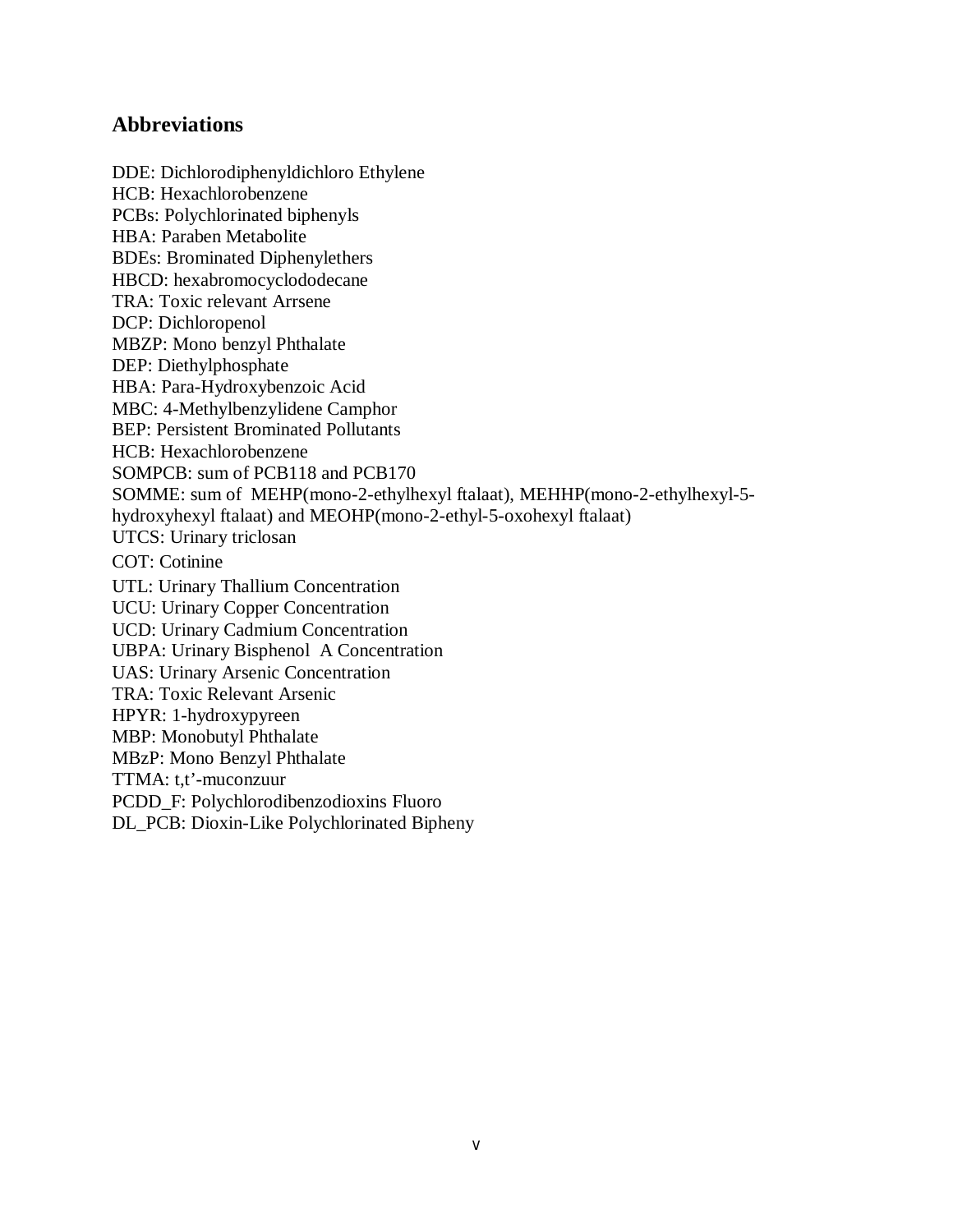## Abbreviations

DDE: Dichlorodiphenyldichloro Ethylene
HCB: Hexachlorobenzene
PCBs: Polychlorinated biphenyls
HBA: Paraben Metabolite
BDEs: Brominated Diphenylethers
HBCD: hexabromocyclododecane
TRA: Toxic relevant Arrsene
DCP: Dichloropenol
MBZP: Mono benzyl Phthalate
DEP: Diethylphosphate
HBA: Para-Hydroxybenzoic Acid
MBC: 4-Methylbenzylidene Camphor
BEP: Persistent Brominated Pollutants
HCB: Hexachlorobenzene
SOMPCB: sum of PCB118 and PCB170
SOMME: sum of MEHP(mono-2-ethylhexyl ftalaat), MEHHP(mono-2-ethylhexyl-5-hydroxyhexyl ftalaat) and MEOHP(mono-2-ethyl-5-oxohexyl ftalaat)
UTCS: Urinary triclosan
COT: Cotinine
UTL: Urinary Thallium Concentration
UCU: Urinary Copper Concentration
UCD: Urinary Cadmium Concentration
UBPA: Urinary Bisphenol A Concentration
UAS: Urinary Arsenic Concentration
TRA: Toxic Relevant Arsenic
HPYR: 1-hydroxypyreen
MBP: Monobutyl Phthalate
MBzP: Mono Benzyl Phthalate
TTMA: t,t'-muconzuur
PCDD_F: Polychlorodibenzodioxins Fluoro
DL_PCB: Dioxin-Like Polychlorinated Bipheny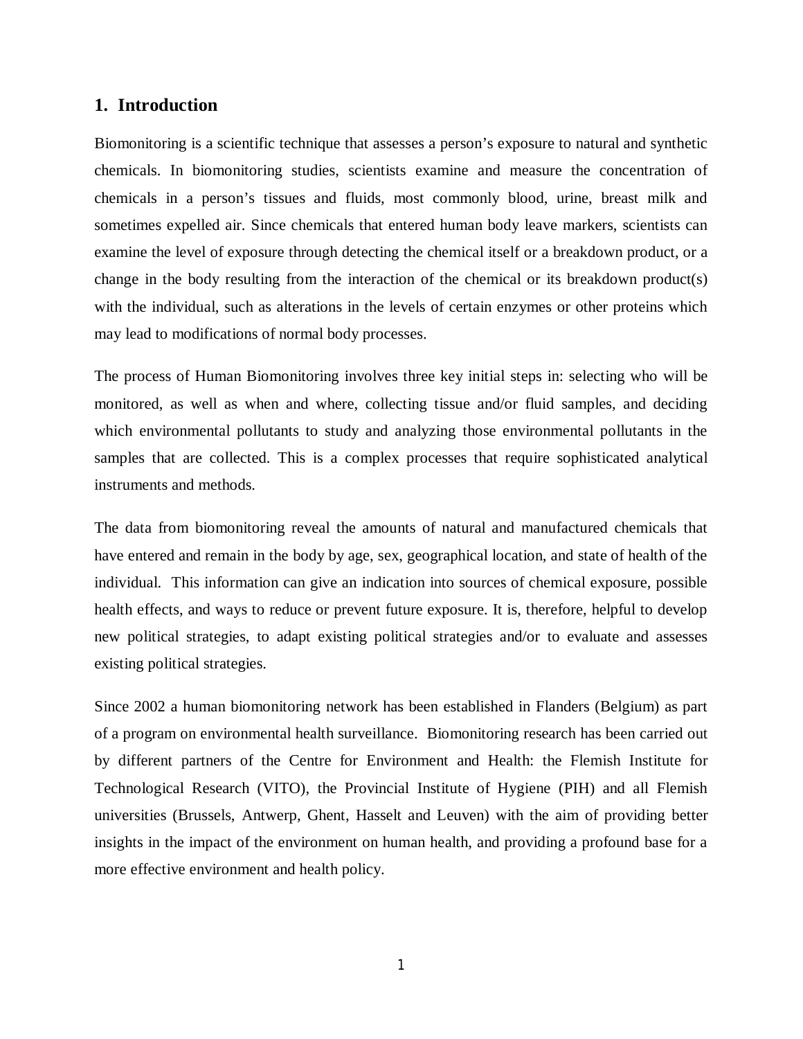# 1. Introduction

Biomonitoring is a scientific technique that assesses a person's exposure to natural and synthetic chemicals. In biomonitoring studies, scientists examine and measure the concentration of chemicals in a person's tissues and fluids, most commonly blood, urine, breast milk and sometimes expelled air. Since chemicals that entered human body leave markers, scientists can examine the level of exposure through detecting the chemical itself or a breakdown product, or a change in the body resulting from the interaction of the chemical or its breakdown product(s) with the individual, such as alterations in the levels of certain enzymes or other proteins which may lead to modifications of normal body processes.

The process of Human Biomonitoring involves three key initial steps in: selecting who will be monitored, as well as when and where, collecting tissue and/or fluid samples, and deciding which environmental pollutants to study and analyzing those environmental pollutants in the samples that are collected. This is a complex processes that require sophisticated analytical instruments and methods.

The data from biomonitoring reveal the amounts of natural and manufactured chemicals that have entered and remain in the body by age, sex, geographical location, and state of health of the individual. This information can give an indication into sources of chemical exposure, possible health effects, and ways to reduce or prevent future exposure. It is, therefore, helpful to develop new political strategies, to adapt existing political strategies and/or to evaluate and assesses existing political strategies.

Since 2002 a human biomonitoring network has been established in Flanders (Belgium) as part of a program on environmental health surveillance. Biomonitoring research has been carried out by different partners of the Centre for Environment and Health: the Flemish Institute for Technological Research (VITO), the Provincial Institute of Hygiene (PIH) and all Flemish universities (Brussels, Antwerp, Ghent, Hasselt and Leuven) with the aim of providing better insights in the impact of the environment on human health, and providing a profound base for a more effective environment and health policy.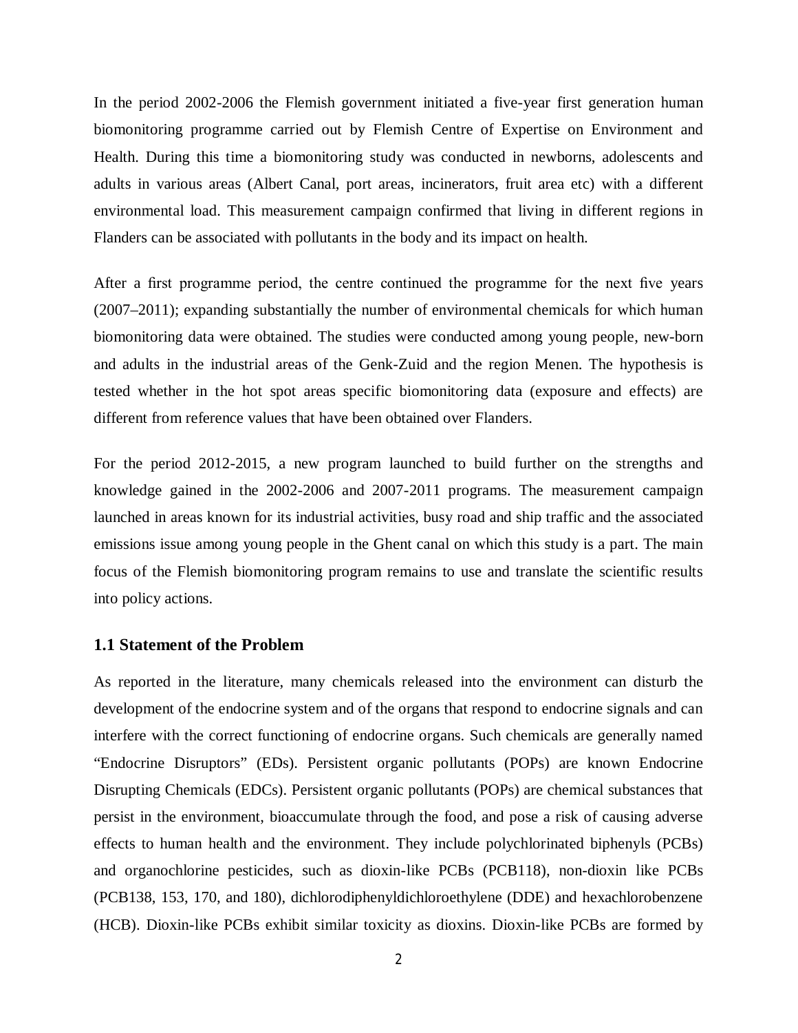In the period 2002-2006 the Flemish government initiated a five-year first generation human biomonitoring programme carried out by Flemish Centre of Expertise on Environment and Health. During this time a biomonitoring study was conducted in newborns, adolescents and adults in various areas (Albert Canal, port areas, incinerators, fruit area etc) with a different environmental load. This measurement campaign confirmed that living in different regions in Flanders can be associated with pollutants in the body and its impact on health.

After a first programme period, the centre continued the programme for the next five years (2007–2011); expanding substantially the number of environmental chemicals for which human biomonitoring data were obtained. The studies were conducted among young people, new-born and adults in the industrial areas of the Genk-Zuid and the region Menen. The hypothesis is tested whether in the hot spot areas specific biomonitoring data (exposure and effects) are different from reference values that have been obtained over Flanders.

For the period 2012-2015, a new program launched to build further on the strengths and knowledge gained in the 2002-2006 and 2007-2011 programs. The measurement campaign launched in areas known for its industrial activities, busy road and ship traffic and the associated emissions issue among young people in the Ghent canal on which this study is a part. The main focus of the Flemish biomonitoring program remains to use and translate the scientific results into policy actions.

### 1.1 Statement of the Problem

As reported in the literature, many chemicals released into the environment can disturb the development of the endocrine system and of the organs that respond to endocrine signals and can interfere with the correct functioning of endocrine organs. Such chemicals are generally named "Endocrine Disruptors" (EDs). Persistent organic pollutants (POPs) are known Endocrine Disrupting Chemicals (EDCs). Persistent organic pollutants (POPs) are chemical substances that persist in the environment, bioaccumulate through the food, and pose a risk of causing adverse effects to human health and the environment. They include polychlorinated biphenyls (PCBs) and organochlorine pesticides, such as dioxin-like PCBs (PCB118), non-dioxin like PCBs (PCB138, 153, 170, and 180), dichlorodiphenyldichloroethylene (DDE) and hexachlorobenzene (HCB). Dioxin-like PCBs exhibit similar toxicity as dioxins. Dioxin-like PCBs are formed by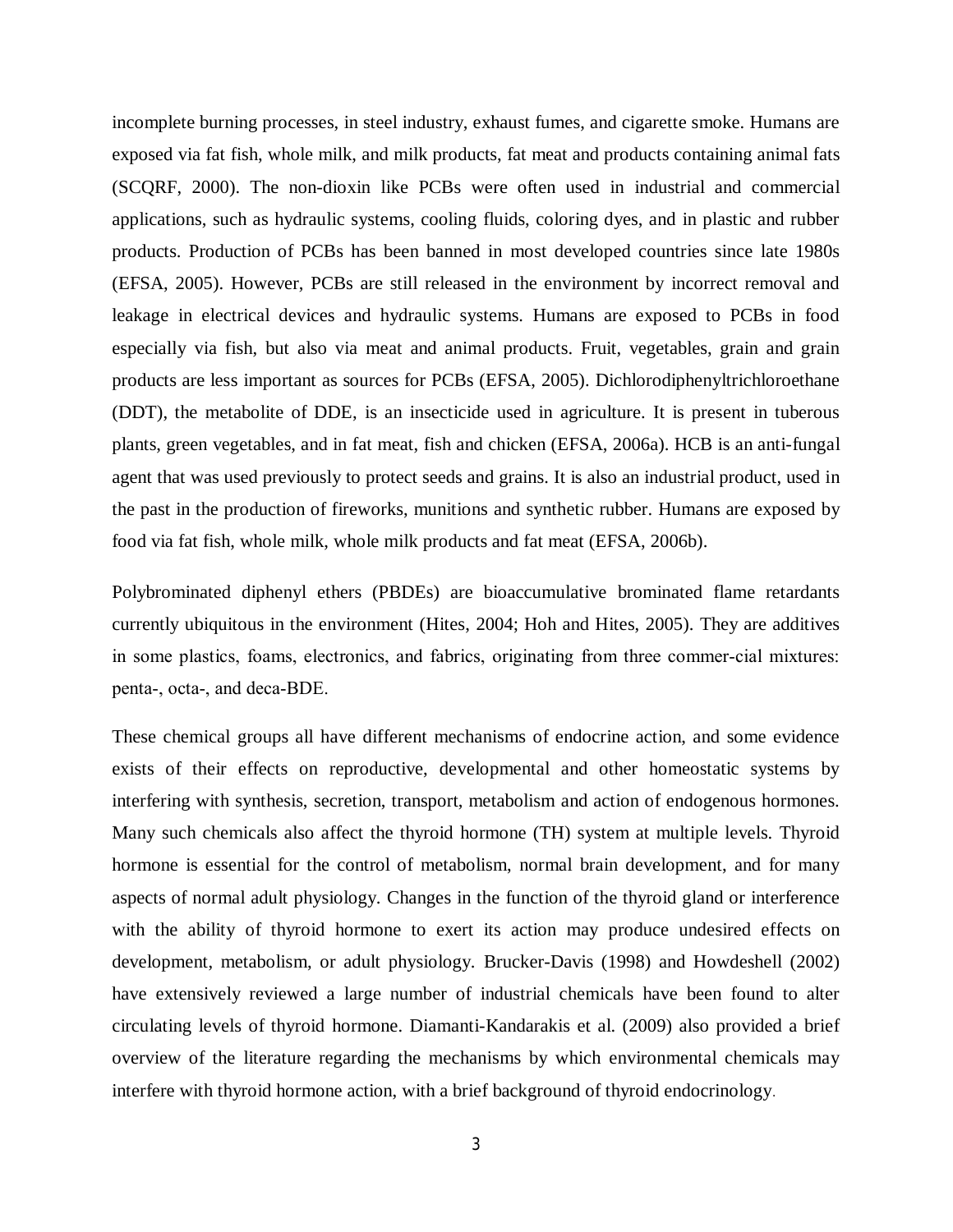incomplete burning processes, in steel industry, exhaust fumes, and cigarette smoke. Humans are exposed via fat fish, whole milk, and milk products, fat meat and products containing animal fats (SCQRF, 2000). The non-dioxin like PCBs were often used in industrial and commercial applications, such as hydraulic systems, cooling fluids, coloring dyes, and in plastic and rubber products. Production of PCBs has been banned in most developed countries since late 1980s (EFSA, 2005). However, PCBs are still released in the environment by incorrect removal and leakage in electrical devices and hydraulic systems. Humans are exposed to PCBs in food especially via fish, but also via meat and animal products. Fruit, vegetables, grain and grain products are less important as sources for PCBs (EFSA, 2005). Dichlorodiphenyltrichloroethane (DDT), the metabolite of DDE, is an insecticide used in agriculture. It is present in tuberous plants, green vegetables, and in fat meat, fish and chicken (EFSA, 2006a). HCB is an anti-fungal agent that was used previously to protect seeds and grains. It is also an industrial product, used in the past in the production of fireworks, munitions and synthetic rubber. Humans are exposed by food via fat fish, whole milk, whole milk products and fat meat (EFSA, 2006b).

Polybrominated diphenyl ethers (PBDEs) are bioaccumulative brominated flame retardants currently ubiquitous in the environment (Hites, 2004; Hoh and Hites, 2005). They are additives in some plastics, foams, electronics, and fabrics, originating from three commer-cial mixtures: penta-, octa-, and deca-BDE.

These chemical groups all have different mechanisms of endocrine action, and some evidence exists of their effects on reproductive, developmental and other homeostatic systems by interfering with synthesis, secretion, transport, metabolism and action of endogenous hormones. Many such chemicals also affect the thyroid hormone (TH) system at multiple levels. Thyroid hormone is essential for the control of metabolism, normal brain development, and for many aspects of normal adult physiology. Changes in the function of the thyroid gland or interference with the ability of thyroid hormone to exert its action may produce undesired effects on development, metabolism, or adult physiology. Brucker-Davis (1998) and Howdeshell (2002) have extensively reviewed a large number of industrial chemicals have been found to alter circulating levels of thyroid hormone. Diamanti-Kandarakis et al. (2009) also provided a brief overview of the literature regarding the mechanisms by which environmental chemicals may interfere with thyroid hormone action, with a brief background of thyroid endocrinology.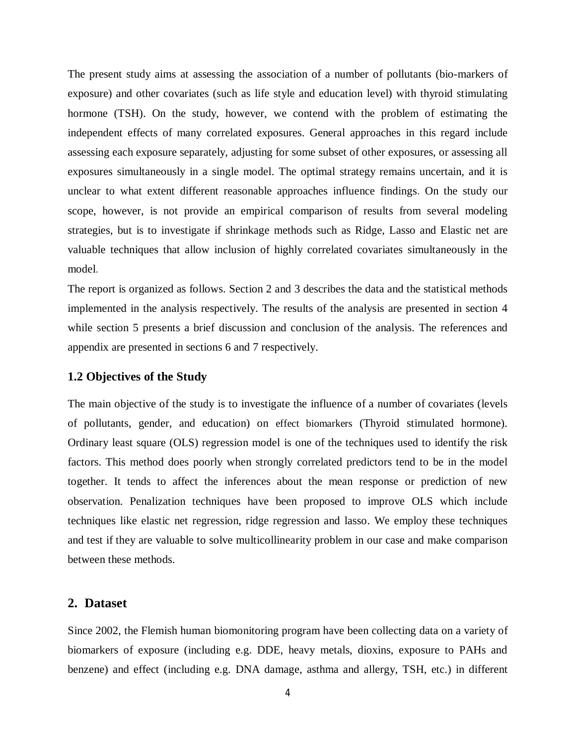The present study aims at assessing the association of a number of pollutants (bio-markers of exposure) and other covariates (such as life style and education level) with thyroid stimulating hormone (TSH). On the study, however, we contend with the problem of estimating the independent effects of many correlated exposures. General approaches in this regard include assessing each exposure separately, adjusting for some subset of other exposures, or assessing all exposures simultaneously in a single model. The optimal strategy remains uncertain, and it is unclear to what extent different reasonable approaches influence findings. On the study our scope, however, is not provide an empirical comparison of results from several modeling strategies, but is to investigate if shrinkage methods such as Ridge, Lasso and Elastic net are valuable techniques that allow inclusion of highly correlated covariates simultaneously in the model.

The report is organized as follows. Section 2 and 3 describes the data and the statistical methods implemented in the analysis respectively. The results of the analysis are presented in section 4 while section 5 presents a brief discussion and conclusion of the analysis. The references and appendix are presented in sections 6 and 7 respectively.

### 1.2 Objectives of the Study

The main objective of the study is to investigate the influence of a number of covariates (levels of pollutants, gender, and education) on effect biomarkers (Thyroid stimulated hormone). Ordinary least square (OLS) regression model is one of the techniques used to identify the risk factors. This method does poorly when strongly correlated predictors tend to be in the model together. It tends to affect the inferences about the mean response or prediction of new observation. Penalization techniques have been proposed to improve OLS which include techniques like elastic net regression, ridge regression and lasso. We employ these techniques and test if they are valuable to solve multicollinearity problem in our case and make comparison between these methods.

## 2. Dataset

Since 2002, the Flemish human biomonitoring program have been collecting data on a variety of biomarkers of exposure (including e.g. DDE, heavy metals, dioxins, exposure to PAHs and benzene) and effect (including e.g. DNA damage, asthma and allergy, TSH, etc.) in different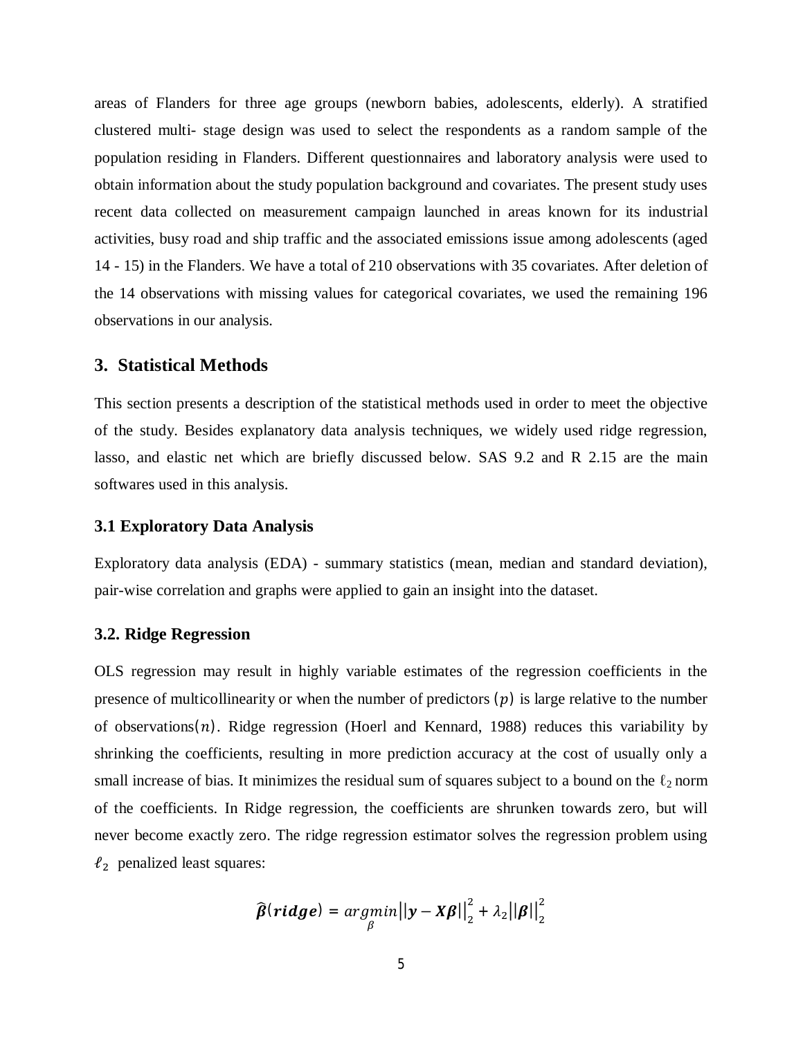areas of Flanders for three age groups (newborn babies, adolescents, elderly). A stratified clustered multi- stage design was used to select the respondents as a random sample of the population residing in Flanders. Different questionnaires and laboratory analysis were used to obtain information about the study population background and covariates. The present study uses recent data collected on measurement campaign launched in areas known for its industrial activities, busy road and ship traffic and the associated emissions issue among adolescents (aged 14 - 15) in the Flanders. We have a total of 210 observations with 35 covariates. After deletion of the 14 observations with missing values for categorical covariates, we used the remaining 196 observations in our analysis.

## 3. Statistical Methods

This section presents a description of the statistical methods used in order to meet the objective of the study. Besides explanatory data analysis techniques, we widely used ridge regression, lasso, and elastic net which are briefly discussed below. SAS 9.2 and R 2.15 are the main softwares used in this analysis.

### 3.1 Exploratory Data Analysis

Exploratory data analysis (EDA) - summary statistics (mean, median and standard deviation), pair-wise correlation and graphs were applied to gain an insight into the dataset.

### 3.2. Ridge Regression

OLS regression may result in highly variable estimates of the regression coefficients in the presence of multicollinearity or when the number of predictors $(p)$ is large relative to the number of observations$(n)$. Ridge regression (Hoerl and Kennard, 1988) reduces this variability by shrinking the coefficients, resulting in more prediction accuracy at the cost of usually only a small increase of bias. It minimizes the residual sum of squares subject to a bound on the $\ell_2$ norm of the coefficients. In Ridge regression, the coefficients are shrunken towards zero, but will never become exactly zero. The ridge regression estimator solves the regression problem using $\ell_2$ penalized least squares:

$$\widehat{\boldsymbol{\beta}}(\boldsymbol{ridge}) = \underset{\beta}{argmin}||\boldsymbol{y} - \boldsymbol{X\beta}||_2^2 + \lambda_2||\boldsymbol{\beta}||_2^2$$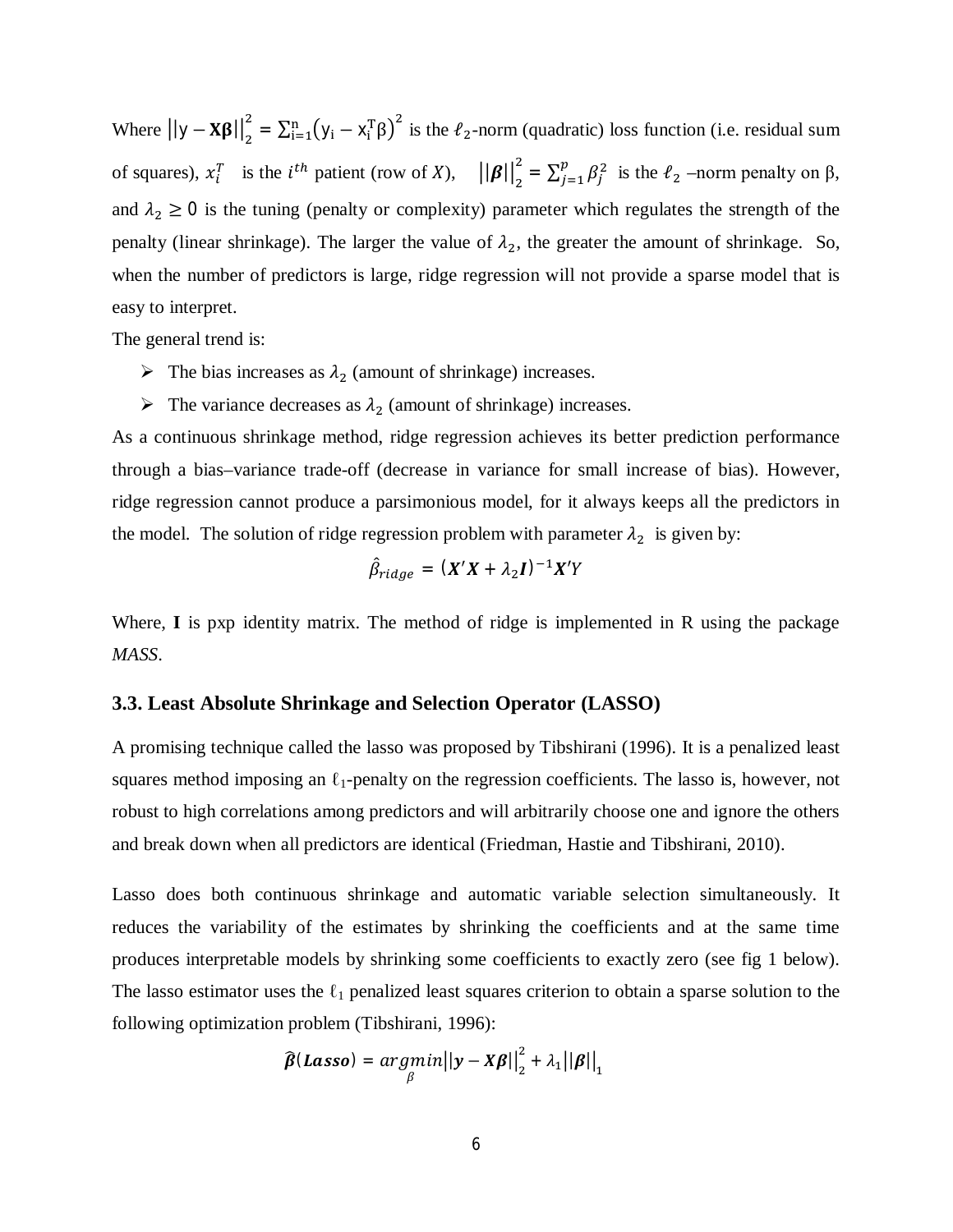Where $||y - \mathbf{X\beta}||_2^2 = \sum_{i=1}^{n}(y_i - x_i^T\beta)^2$ is the $\ell_2$-norm (quadratic) loss function (i.e. residual sum of squares), $x_i^T$ is the $i^{th}$ patient (row of $X$), $||\boldsymbol{\beta}||_2^2 = \sum_{j=1}^{p}\beta_j^2$ is the $\ell_2$ –norm penalty on β, and $\lambda_2 \geq 0$ is the tuning (penalty or complexity) parameter which regulates the strength of the penalty (linear shrinkage). The larger the value of $\lambda_2$, the greater the amount of shrinkage. So, when the number of predictors is large, ridge regression will not provide a sparse model that is easy to interpret.

The general trend is:

- The bias increases as $\lambda_2$ (amount of shrinkage) increases.
- The variance decreases as $\lambda_2$ (amount of shrinkage) increases.

As a continuous shrinkage method, ridge regression achieves its better prediction performance through a bias–variance trade-off (decrease in variance for small increase of bias). However, ridge regression cannot produce a parsimonious model, for it always keeps all the predictors in the model. The solution of ridge regression problem with parameter $\lambda_2$ is given by:

$$\hat{\beta}_{ridge} = (\boldsymbol{X'X} + \lambda_2\boldsymbol{I})^{-1}\boldsymbol{X'}Y$$

Where, **I** is pxp identity matrix. The method of ridge is implemented in R using the package *MASS*.

### 3.3. Least Absolute Shrinkage and Selection Operator (LASSO)

A promising technique called the lasso was proposed by Tibshirani (1996). It is a penalized least squares method imposing an $\ell_1$-penalty on the regression coefficients. The lasso is, however, not robust to high correlations among predictors and will arbitrarily choose one and ignore the others and break down when all predictors are identical (Friedman, Hastie and Tibshirani, 2010).

Lasso does both continuous shrinkage and automatic variable selection simultaneously. It reduces the variability of the estimates by shrinking the coefficients and at the same time produces interpretable models by shrinking some coefficients to exactly zero (see fig 1 below). The lasso estimator uses the $\ell_1$ penalized least squares criterion to obtain a sparse solution to the following optimization problem (Tibshirani, 1996):

$$\widehat{\boldsymbol{\beta}}(\boldsymbol{Lasso}) = \underset{\beta}{argmin}||\boldsymbol{y} - \boldsymbol{X\beta}||_2^2 + \lambda_1||\boldsymbol{\beta}||_1$$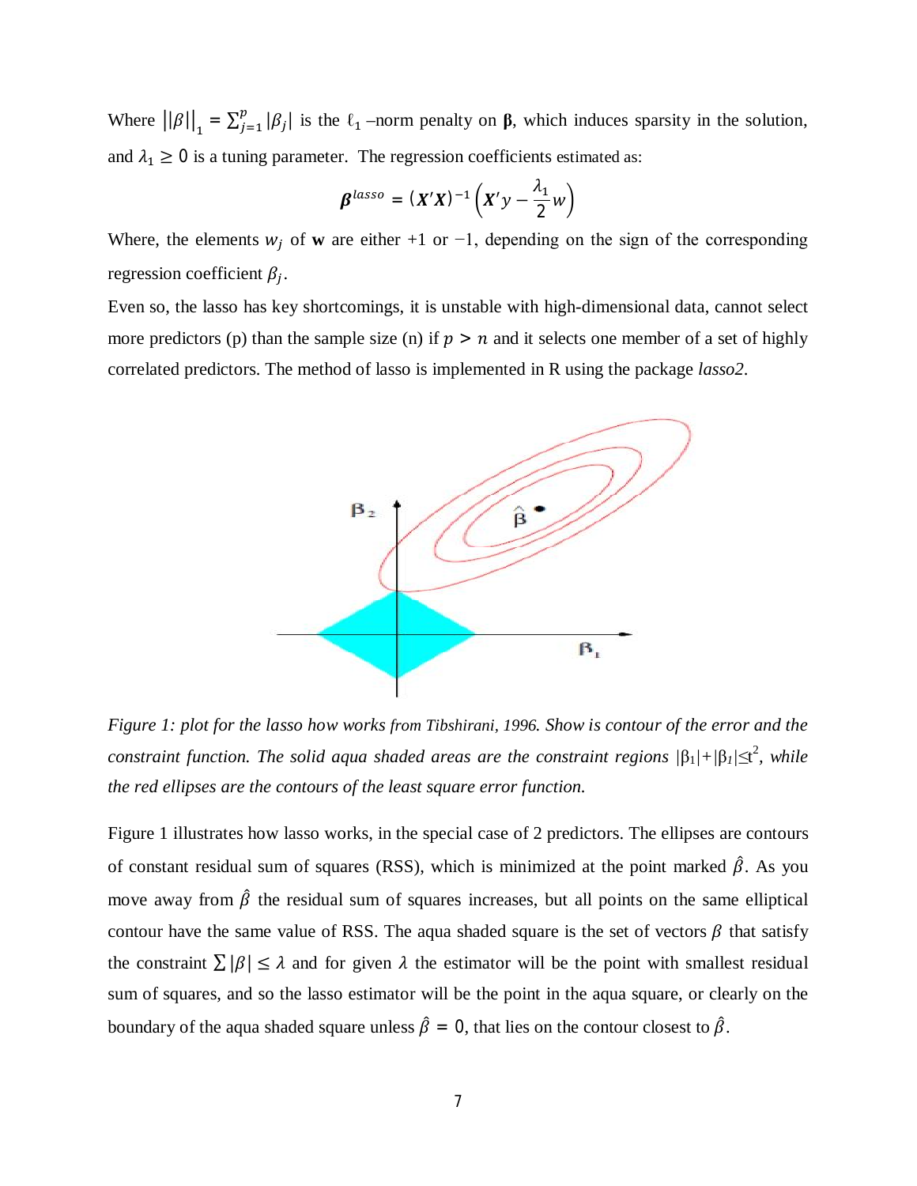Where $||\beta||_1 = \sum_{j=1}^{p} |\beta_j|$ is the $\ell_1$ –norm penalty on $\boldsymbol{\beta}$, which induces sparsity in the solution, and $\lambda_1 \geq 0$ is a tuning parameter. The regression coefficients estimated as:

$$\boldsymbol{\beta}^{lasso} = (\boldsymbol{X}'\boldsymbol{X})^{-1}\left(\boldsymbol{X}'y - \frac{\lambda_1}{2}w\right)$$

Where, the elements $w_j$ of $\mathbf{w}$ are either +1 or −1, depending on the sign of the corresponding regression coefficient $\beta_j$.

Even so, the lasso has key shortcomings, it is unstable with high-dimensional data, cannot select more predictors (p) than the sample size (n) if $p > n$ and it selects one member of a set of highly correlated predictors. The method of lasso is implemented in R using the package *lasso2*.

*Figure 1: plot for the lasso how works from Tibshirani, 1996. Show is contour of the error and the constraint function. The solid aqua shaded areas are the constraint regions $|\beta_1|+|\beta_1|\leq t^2$, while the red ellipses are the contours of the least square error function.*

Figure 1 illustrates how lasso works, in the special case of 2 predictors. The ellipses are contours of constant residual sum of squares (RSS), which is minimized at the point marked $\hat{\beta}$. As you move away from $\hat{\beta}$ the residual sum of squares increases, but all points on the same elliptical contour have the same value of RSS. The aqua shaded square is the set of vectors $\beta$ that satisfy the constraint $\sum|\beta| \leq \lambda$ and for given $\lambda$ the estimator will be the point with smallest residual sum of squares, and so the lasso estimator will be the point in the aqua square, or clearly on the boundary of the aqua shaded square unless $\hat{\beta} = 0$, that lies on the contour closest to $\hat{\beta}$.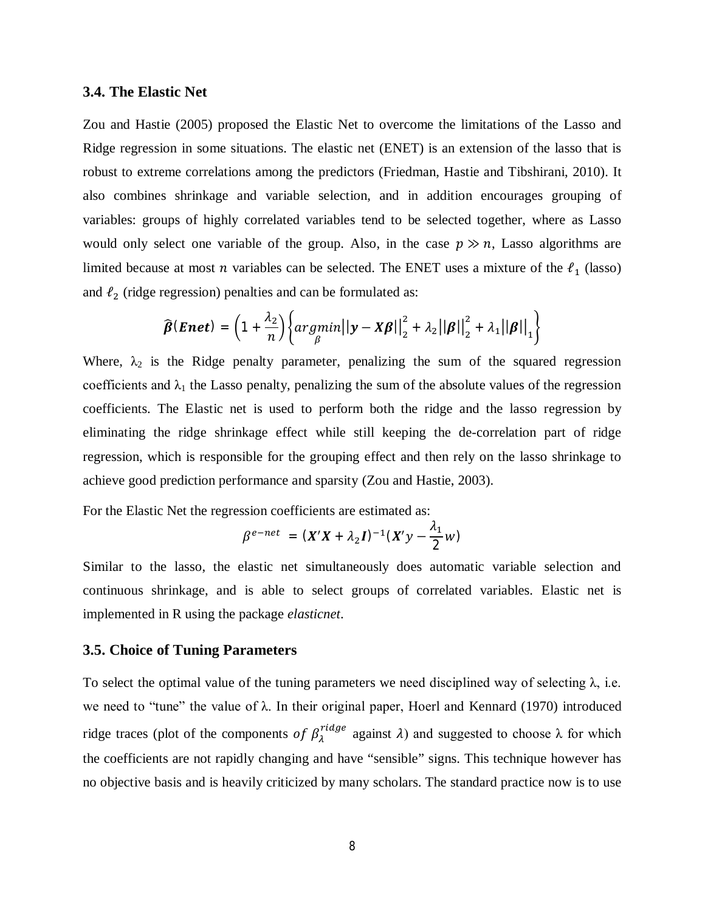### 3.4. The Elastic Net

Zou and Hastie (2005) proposed the Elastic Net to overcome the limitations of the Lasso and Ridge regression in some situations. The elastic net (ENET) is an extension of the lasso that is robust to extreme correlations among the predictors (Friedman, Hastie and Tibshirani, 2010). It also combines shrinkage and variable selection, and in addition encourages grouping of variables: groups of highly correlated variables tend to be selected together, where as Lasso would only select one variable of the group. Also, in the case $p \gg n$, Lasso algorithms are limited because at most $n$ variables can be selected. The ENET uses a mixture of the $\ell_1$ (lasso) and $\ell_2$ (ridge regression) penalties and can be formulated as:

$$\widehat{\boldsymbol{\beta}}(\boldsymbol{Enet}) = \left(1 + \frac{\lambda_2}{n}\right)\left\{\underset{\beta}{argmin}\left|\left|\boldsymbol{y} - \boldsymbol{X\beta}\right|\right|_2^2 + \lambda_2\left|\left|\boldsymbol{\beta}\right|\right|_2^2 + \lambda_1\left|\left|\boldsymbol{\beta}\right|\right|_1\right\}$$

Where, $\lambda_2$ is the Ridge penalty parameter, penalizing the sum of the squared regression coefficients and $\lambda_1$ the Lasso penalty, penalizing the sum of the absolute values of the regression coefficients. The Elastic net is used to perform both the ridge and the lasso regression by eliminating the ridge shrinkage effect while still keeping the de-correlation part of ridge regression, which is responsible for the grouping effect and then rely on the lasso shrinkage to achieve good prediction performance and sparsity (Zou and Hastie, 2003).

For the Elastic Net the regression coefficients are estimated as:

$$\beta^{e-net} = (\boldsymbol{X}'\boldsymbol{X} + \lambda_2\boldsymbol{I})^{-1}(\boldsymbol{X}'y - \frac{\lambda_1}{2}w)$$

Similar to the lasso, the elastic net simultaneously does automatic variable selection and continuous shrinkage, and is able to select groups of correlated variables. Elastic net is implemented in R using the package *elasticnet*.

### 3.5. Choice of Tuning Parameters

To select the optimal value of the tuning parameters we need disciplined way of selecting $\lambda$, i.e. we need to "tune" the value of $\lambda$. In their original paper, Hoerl and Kennard (1970) introduced ridge traces (plot of the components *of* $\beta_\lambda^{ridge}$ against $\lambda$) and suggested to choose $\lambda$ for which the coefficients are not rapidly changing and have "sensible" signs. This technique however has no objective basis and is heavily criticized by many scholars. The standard practice now is to use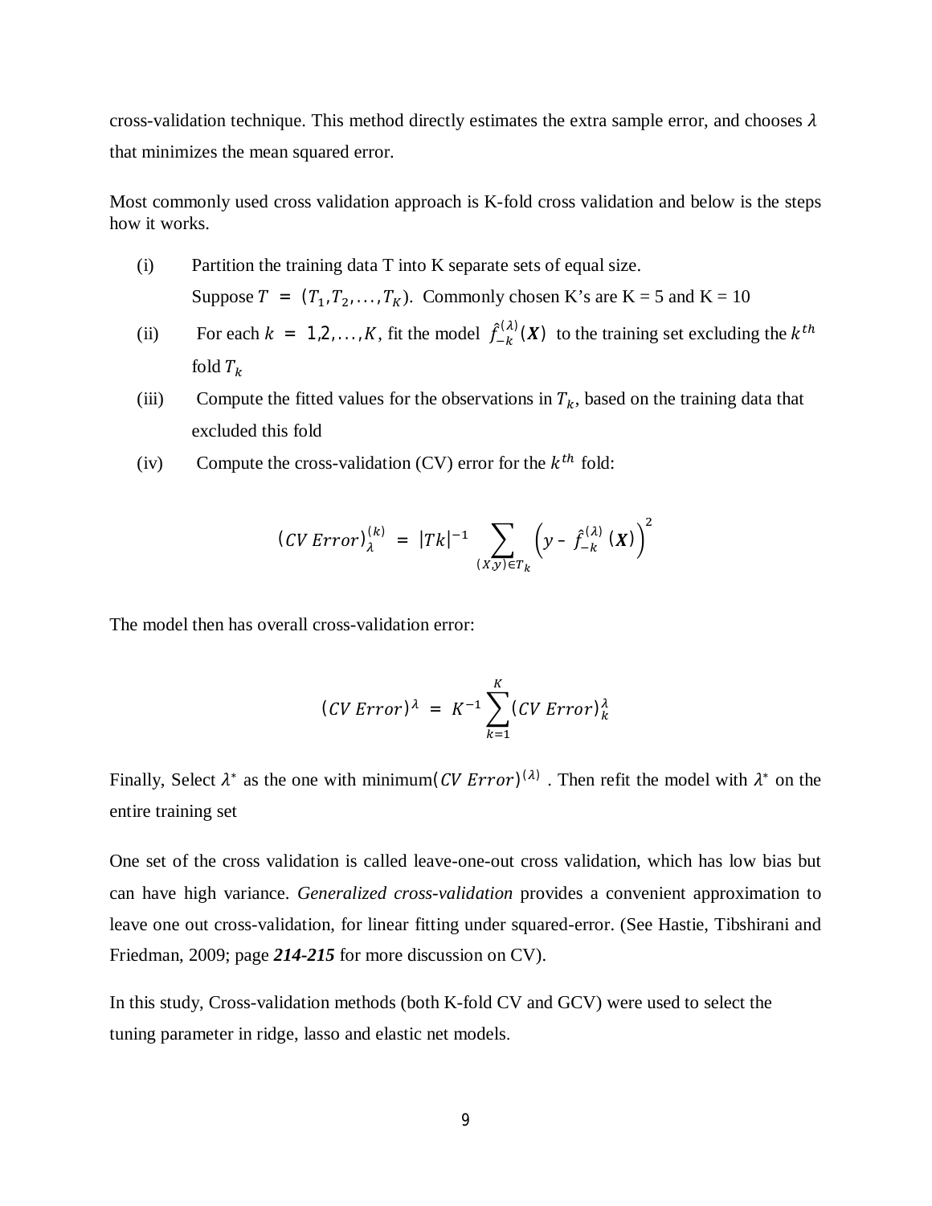cross-validation technique. This method directly estimates the extra sample error, and chooses $\lambda$ that minimizes the mean squared error.

Most commonly used cross validation approach is K-fold cross validation and below is the steps how it works.

(i) Partition the training data T into K separate sets of equal size. Suppose $T = (T_1, T_2, \ldots, T_K)$. Commonly chosen K's are K = 5 and K = 10

(ii) For each $k = 1, 2, \ldots, K$, fit the model $\hat{f}_{-k}^{(\lambda)}(\boldsymbol{X})$ to the training set excluding the $k^{th}$ fold $T_k$

(iii) Compute the fitted values for the observations in $T_k$, based on the training data that excluded this fold

(iv) Compute the cross-validation (CV) error for the $k^{th}$ fold:

$$(CV\ Error)_{\lambda}^{(k)} = |Tk|^{-1} \sum_{(X,y) \in T_k} \left( y - \hat{f}_{-k}^{(\lambda)}(\boldsymbol{X}) \right)^2$$

The model then has overall cross-validation error:

$$(CV\ Error)^{\lambda} = K^{-1} \sum_{k=1}^{K} (CV\ Error)_{k}^{\lambda}$$

Finally, Select $\lambda^*$ as the one with minimum$(CV\ Error)^{(\lambda)}$ . Then refit the model with $\lambda^*$ on the entire training set

One set of the cross validation is called leave-one-out cross validation, which has low bias but can have high variance. *Generalized cross-validation* provides a convenient approximation to leave one out cross-validation, for linear fitting under squared-error. (See Hastie, Tibshirani and Friedman, 2009; page ***214-215*** for more discussion on CV).

In this study, Cross-validation methods (both K-fold CV and GCV) were used to select the tuning parameter in ridge, lasso and elastic net models.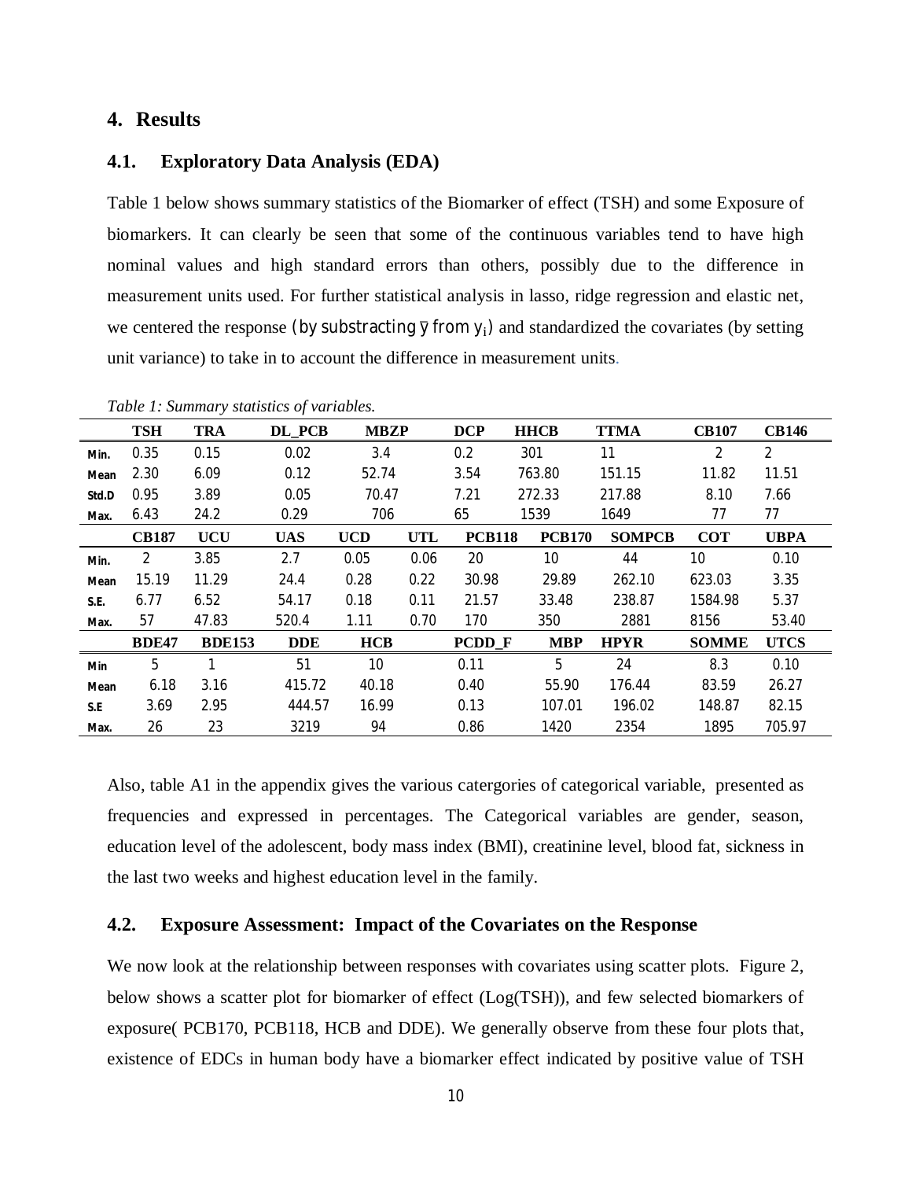## 4. Results

### 4.1. Exploratory Data Analysis (EDA)

Table 1 below shows summary statistics of the Biomarker of effect (TSH) and some Exposure of biomarkers. It can clearly be seen that some of the continuous variables tend to have high nominal values and high standard errors than others, possibly due to the difference in measurement units used. For further statistical analysis in lasso, ridge regression and elastic net, we centered the response (by substracting $\bar{y}$ from $y_i$) and standardized the covariates (by setting unit variance) to take in to account the difference in measurement units.

*Table 1: Summary statistics of variables.*

| | TSH | TRA | DL_PCB | MBZP | DCP | HHCB | TTMA | CB107 | CB146 |
|---|---|---|---|---|---|---|---|---|---|
| Min. | 0.35 | 0.15 | 0.02 | 3.4 | 0.2 | 301 | 11 | 2 | 2 |
| Mean | 2.30 | 6.09 | 0.12 | 52.74 | 3.54 | 763.80 | 151.15 | 11.82 | 11.51 |
| Std.D | 0.95 | 3.89 | 0.05 | 70.47 | 7.21 | 272.33 | 217.88 | 8.10 | 7.66 |
| Max. | 6.43 | 24.2 | 0.29 | 706 | 65 | 1539 | 1649 | 77 | 77 |
| | **CB187** | **UCU** | **UAS** | **UCD** | **UTL** | **PCB118** | **PCB170** | **SOMPCB** | **COT** | **UBPA** |
| Min. | 2 | 3.85 | 2.7 | 0.05 | 0.06 | 20 | 10 | 44 | 10 | 0.10 |
| Mean | 15.19 | 11.29 | 24.4 | 0.28 | 0.22 | 30.98 | 29.89 | 262.10 | 623.03 | 3.35 |
| S.E. | 6.77 | 6.52 | 54.17 | 0.18 | 0.11 | 21.57 | 33.48 | 238.87 | 1584.98 | 5.37 |
| Max. | 57 | 47.83 | 520.4 | 1.11 | 0.70 | 170 | 350 | 2881 | 8156 | 53.40 |
| | **BDE47** | **BDE153** | **DDE** | **HCB** | **PCDD_F** | **MBP** | **HPYR** | **SOMME** | **UTCS** |
| Min | 5 | 1 | 51 | 10 | 0.11 | 5 | 24 | 8.3 | 0.10 |
| Mean | 6.18 | 3.16 | 415.72 | 40.18 | 0.40 | 55.90 | 176.44 | 83.59 | 26.27 |
| S.E | 3.69 | 2.95 | 444.57 | 16.99 | 0.13 | 107.01 | 196.02 | 148.87 | 82.15 |
| Max. | 26 | 23 | 3219 | 94 | 0.86 | 1420 | 2354 | 1895 | 705.97 |

Also, table A1 in the appendix gives the various catergories of categorical variable, presented as frequencies and expressed in percentages. The Categorical variables are gender, season, education level of the adolescent, body mass index (BMI), creatinine level, blood fat, sickness in the last two weeks and highest education level in the family.

### 4.2. Exposure Assessment: Impact of the Covariates on the Response

We now look at the relationship between responses with covariates using scatter plots. Figure 2, below shows a scatter plot for biomarker of effect (Log(TSH)), and few selected biomarkers of exposure( PCB170, PCB118, HCB and DDE). We generally observe from these four plots that, existence of EDCs in human body have a biomarker effect indicated by positive value of TSH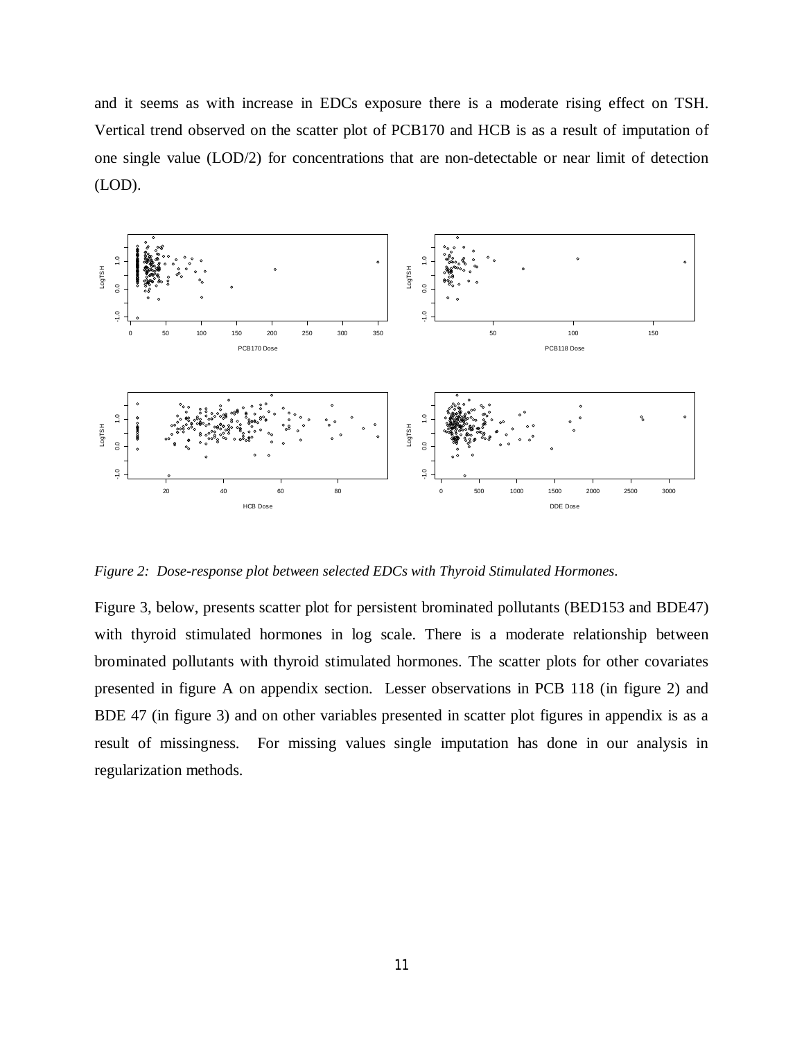and it seems as with increase in EDCs exposure there is a moderate rising effect on TSH. Vertical trend observed on the scatter plot of PCB170 and HCB is as a result of imputation of one single value (LOD/2) for concentrations that are non-detectable or near limit of detection (LOD).

*Figure 2: Dose-response plot between selected EDCs with Thyroid Stimulated Hormones.*

Figure 3, below, presents scatter plot for persistent brominated pollutants (BED153 and BDE47) with thyroid stimulated hormones in log scale. There is a moderate relationship between brominated pollutants with thyroid stimulated hormones. The scatter plots for other covariates presented in figure A on appendix section. Lesser observations in PCB 118 (in figure 2) and BDE 47 (in figure 3) and on other variables presented in scatter plot figures in appendix is as a result of missingness. For missing values single imputation has done in our analysis in regularization methods.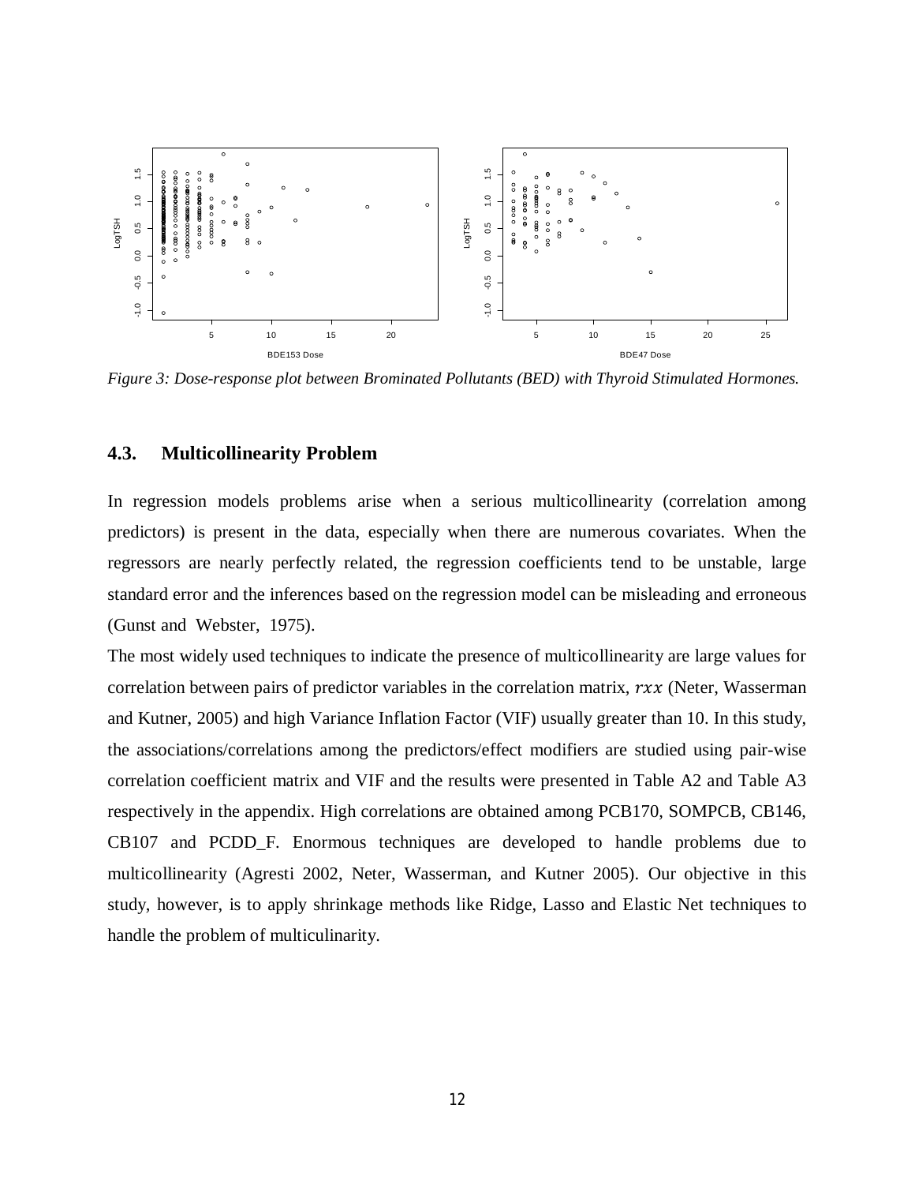*Figure 3: Dose-response plot between Brominated Pollutants (BED) with Thyroid Stimulated Hormones.*

### 4.3. Multicollinearity Problem

In regression models problems arise when a serious multicollinearity (correlation among predictors) is present in the data, especially when there are numerous covariates. When the regressors are nearly perfectly related, the regression coefficients tend to be unstable, large standard error and the inferences based on the regression model can be misleading and erroneous (Gunst and Webster, 1975).

The most widely used techniques to indicate the presence of multicollinearity are large values for correlation between pairs of predictor variables in the correlation matrix, $rxx$ (Neter, Wasserman and Kutner, 2005) and high Variance Inflation Factor (VIF) usually greater than 10. In this study, the associations/correlations among the predictors/effect modifiers are studied using pair-wise correlation coefficient matrix and VIF and the results were presented in Table A2 and Table A3 respectively in the appendix. High correlations are obtained among PCB170, SOMPCB, CB146, CB107 and PCDD_F. Enormous techniques are developed to handle problems due to multicollinearity (Agresti 2002, Neter, Wasserman, and Kutner 2005). Our objective in this study, however, is to apply shrinkage methods like Ridge, Lasso and Elastic Net techniques to handle the problem of multiculinarity.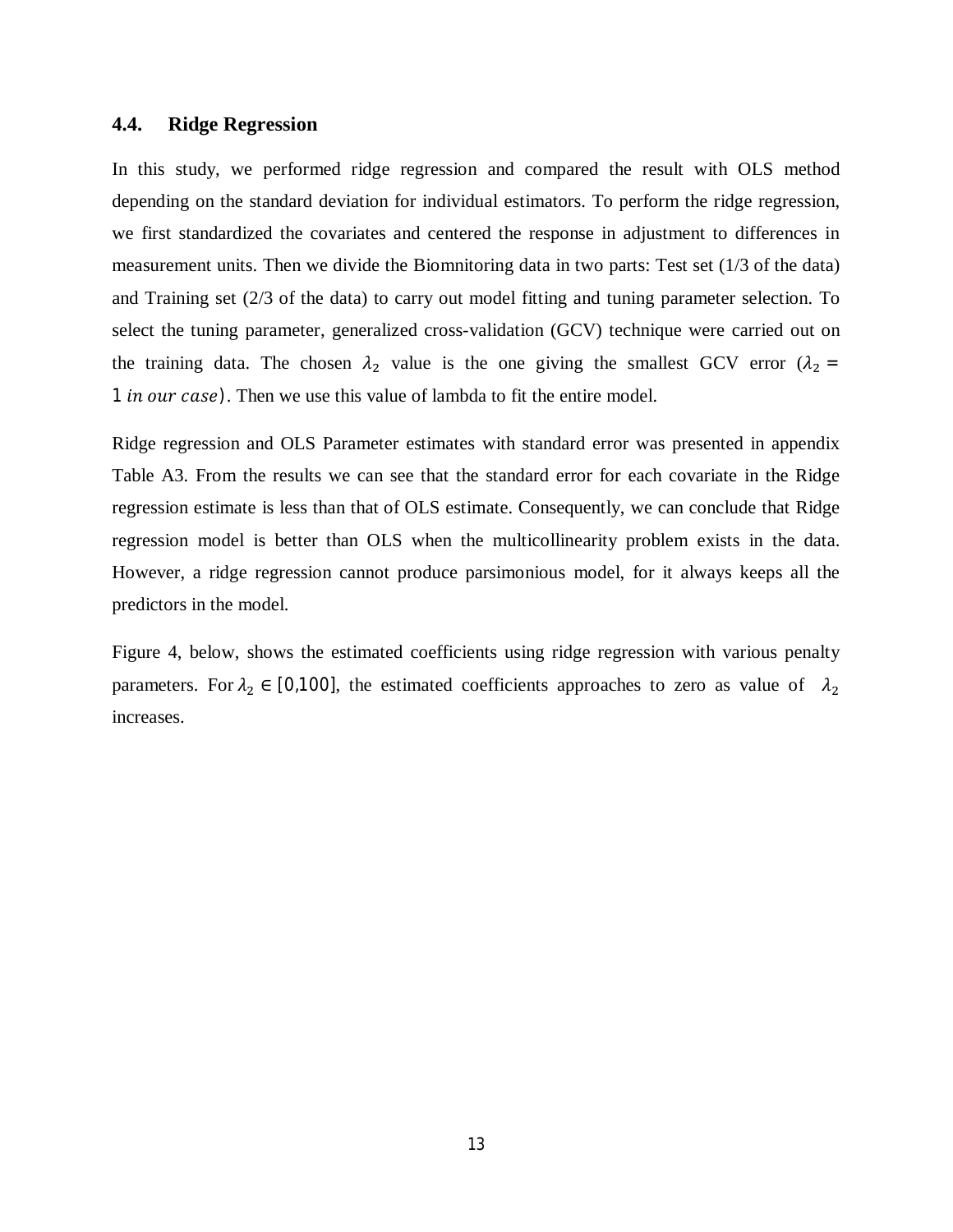### 4.4. Ridge Regression

In this study, we performed ridge regression and compared the result with OLS method depending on the standard deviation for individual estimators. To perform the ridge regression, we first standardized the covariates and centered the response in adjustment to differences in measurement units. Then we divide the Biomnitoring data in two parts: Test set (1/3 of the data) and Training set (2/3 of the data) to carry out model fitting and tuning parameter selection. To select the tuning parameter, generalized cross-validation (GCV) technique were carried out on the training data. The chosen $\lambda_2$ value is the one giving the smallest GCV error ($\lambda_2 = 1 \; in \; our \; case$). Then we use this value of lambda to fit the entire model.

Ridge regression and OLS Parameter estimates with standard error was presented in appendix Table A3. From the results we can see that the standard error for each covariate in the Ridge regression estimate is less than that of OLS estimate. Consequently, we can conclude that Ridge regression model is better than OLS when the multicollinearity problem exists in the data. However, a ridge regression cannot produce parsimonious model, for it always keeps all the predictors in the model.

Figure 4, below, shows the estimated coefficients using ridge regression with various penalty parameters. For $\lambda_2 \in [0{,}100]$, the estimated coefficients approaches to zero as value of $\lambda_2$ increases.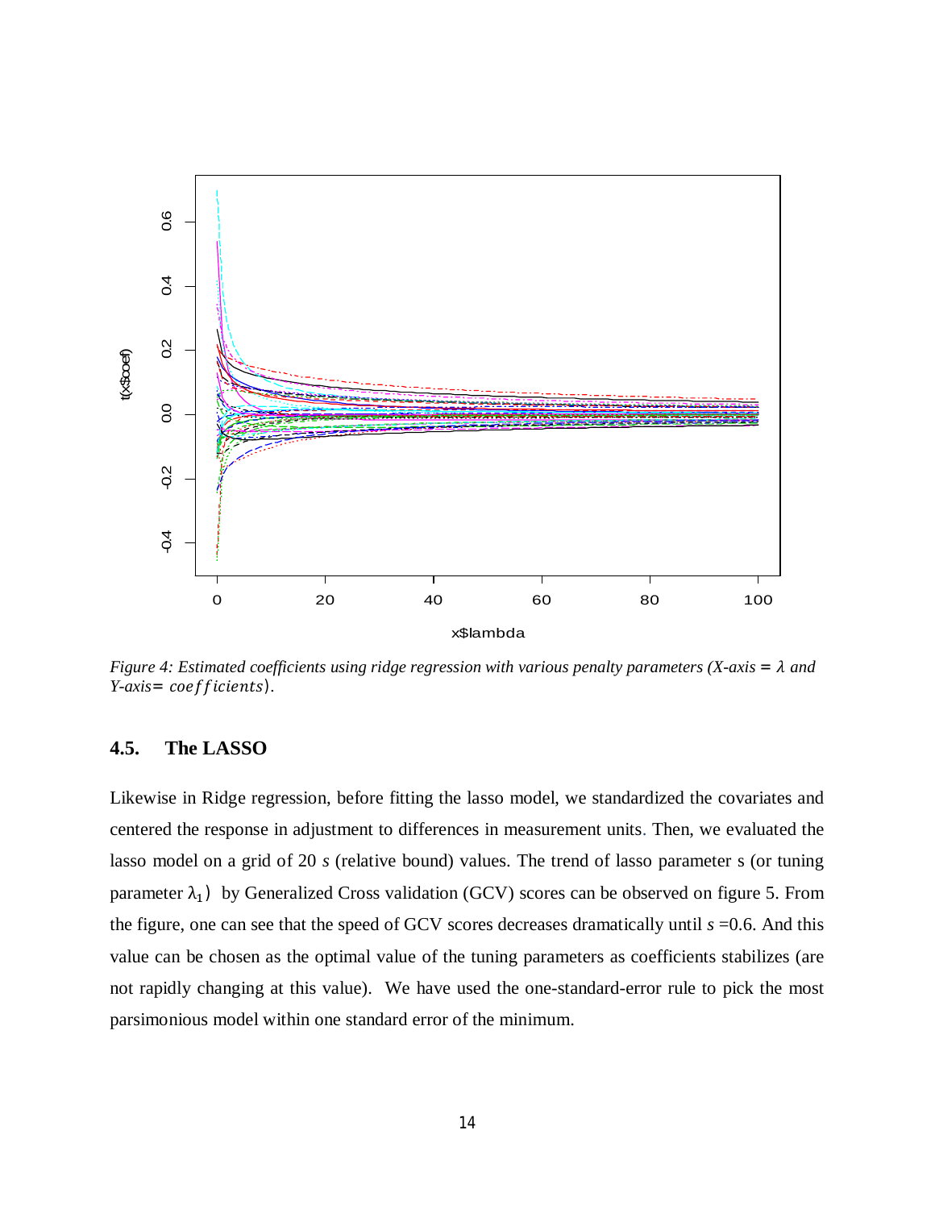*Figure 4: Estimated coefficients using ridge regression with various penalty parameters (X-axis = $\lambda$ and Y-axis= $coefficients$).*

### 4.5. The LASSO

Likewise in Ridge regression, before fitting the lasso model, we standardized the covariates and centered the response in adjustment to differences in measurement units. Then, we evaluated the lasso model on a grid of 20 *s* (relative bound) values. The trend of lasso parameter s (or tuning parameter $\lambda_1$) by Generalized Cross validation (GCV) scores can be observed on figure 5. From the figure, one can see that the speed of GCV scores decreases dramatically until *s* =0.6. And this value can be chosen as the optimal value of the tuning parameters as coefficients stabilizes (are not rapidly changing at this value). We have used the one-standard-error rule to pick the most parsimonious model within one standard error of the minimum.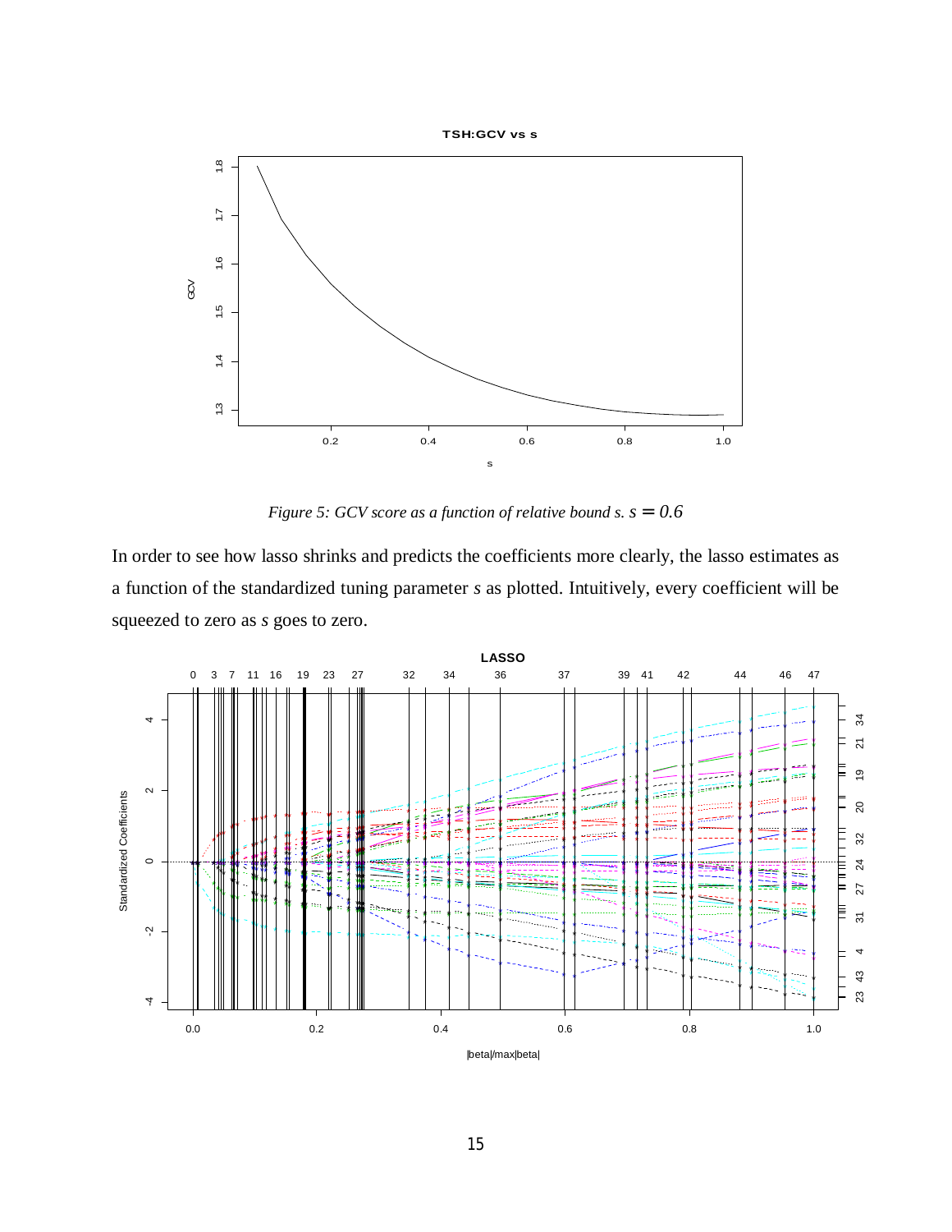*Figure 5: GCV score as a function of relative bound s.* $s = 0.6$

In order to see how lasso shrinks and predicts the coefficients more clearly, the lasso estimates as a function of the standardized tuning parameter *s* as plotted. Intuitively, every coefficient will be squeezed to zero as *s* goes to zero.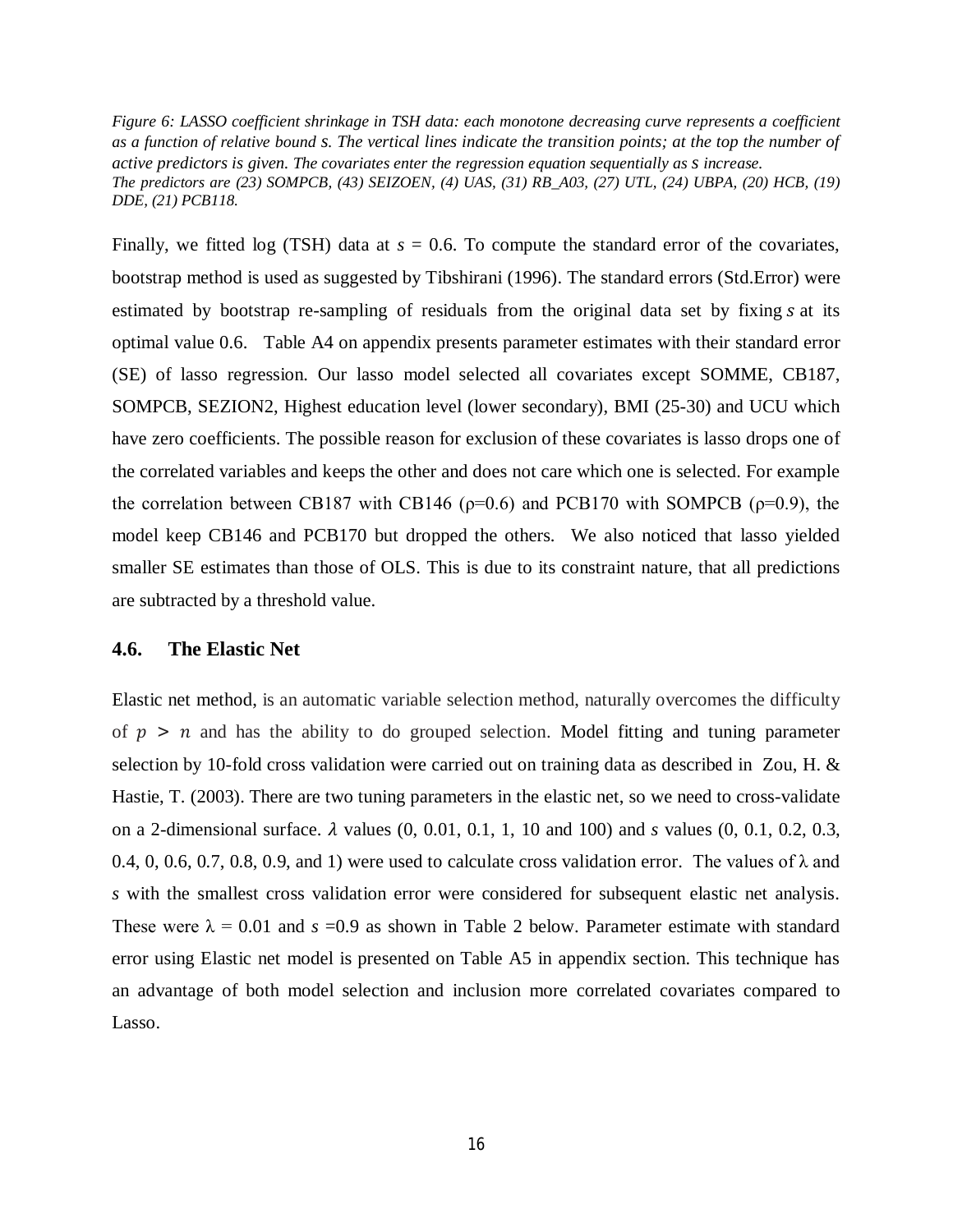*Figure 6: LASSO coefficient shrinkage in TSH data: each monotone decreasing curve represents a coefficient as a function of relative bound s. The vertical lines indicate the transition points; at the top the number of active predictors is given. The covariates enter the regression equation sequentially as s increase. The predictors are (23) SOMPCB, (43) SEIZOEN, (4) UAS, (31) RB_A03, (27) UTL, (24) UBPA, (20) HCB, (19) DDE, (21) PCB118.*

Finally, we fitted log (TSH) data at *s* = 0.6. To compute the standard error of the covariates, bootstrap method is used as suggested by Tibshirani (1996). The standard errors (Std.Error) were estimated by bootstrap re-sampling of residuals from the original data set by fixing *s* at its optimal value 0.6. Table A4 on appendix presents parameter estimates with their standard error (SE) of lasso regression. Our lasso model selected all covariates except SOMME, CB187, SOMPCB, SEZION2, Highest education level (lower secondary), BMI (25-30) and UCU which have zero coefficients. The possible reason for exclusion of these covariates is lasso drops one of the correlated variables and keeps the other and does not care which one is selected. For example the correlation between CB187 with CB146 (ρ=0.6) and PCB170 with SOMPCB (ρ=0.9), the model keep CB146 and PCB170 but dropped the others. We also noticed that lasso yielded smaller SE estimates than those of OLS. This is due to its constraint nature, that all predictions are subtracted by a threshold value.

### 4.6. The Elastic Net

Elastic net method, is an automatic variable selection method, naturally overcomes the difficulty of $p > n$ and has the ability to do grouped selection. Model fitting and tuning parameter selection by 10-fold cross validation were carried out on training data as described in Zou, H. & Hastie, T. (2003). There are two tuning parameters in the elastic net, so we need to cross-validate on a 2-dimensional surface. $\lambda$ values (0, 0.01, 0.1, 1, 10 and 100) and *s* values (0, 0.1, 0.2, 0.3, 0.4, 0, 0.6, 0.7, 0.8, 0.9, and 1) were used to calculate cross validation error. The values of λ and *s* with the smallest cross validation error were considered for subsequent elastic net analysis. These were λ = 0.01 and *s* =0.9 as shown in Table 2 below. Parameter estimate with standard error using Elastic net model is presented on Table A5 in appendix section. This technique has an advantage of both model selection and inclusion more correlated covariates compared to Lasso.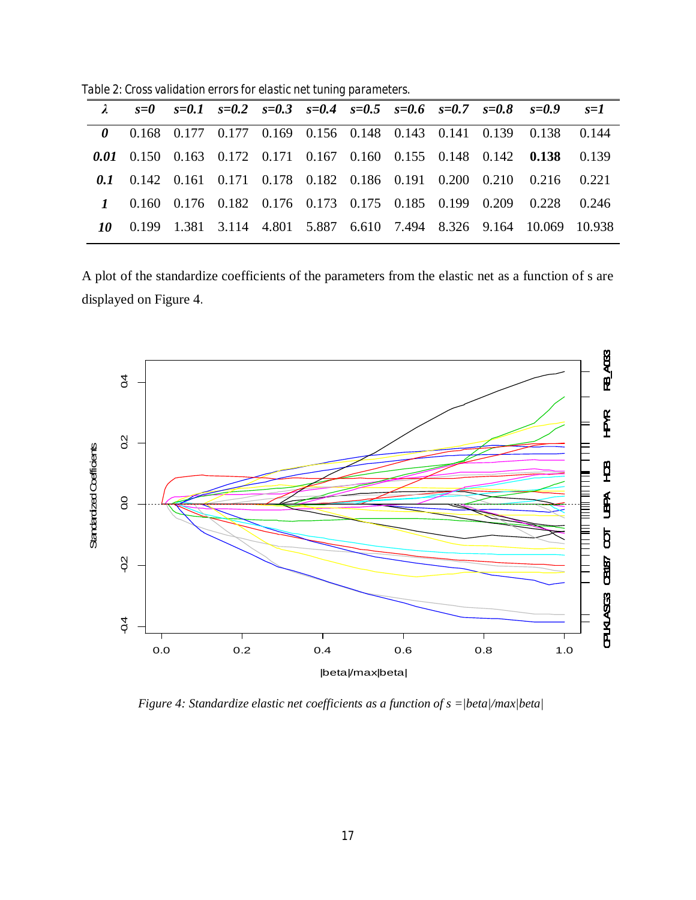Table 2: Cross validation errors for elastic net tuning parameters.

| *λ* | *s=0* | *s=0.1* | *s=0.2* | *s=0.3* | *s=0.4* | *s=0.5* | *s=0.6* | *s=0.7* | *s=0.8* | *s=0.9* | *s=1* |
|---|---|---|---|---|---|---|---|---|---|---|---|
| ***0*** | 0.168 | 0.177 | 0.177 | 0.169 | 0.156 | 0.148 | 0.143 | 0.141 | 0.139 | 0.138 | 0.144 |
| ***0.01*** | 0.150 | 0.163 | 0.172 | 0.171 | 0.167 | 0.160 | 0.155 | 0.148 | 0.142 | **0.138** | 0.139 |
| ***0.1*** | 0.142 | 0.161 | 0.171 | 0.178 | 0.182 | 0.186 | 0.191 | 0.200 | 0.210 | 0.216 | 0.221 |
| ***1*** | 0.160 | 0.176 | 0.182 | 0.176 | 0.173 | 0.175 | 0.185 | 0.199 | 0.209 | 0.228 | 0.246 |
| ***10*** | 0.199 | 1.381 | 3.114 | 4.801 | 5.887 | 6.610 | 7.494 | 8.326 | 9.164 | 10.069 | 10.938 |

A plot of the standardize coefficients of the parameters from the elastic net as a function of s are displayed on Figure 4.

*Figure 4: Standardize elastic net coefficients as a function of s =|beta|/max|beta|*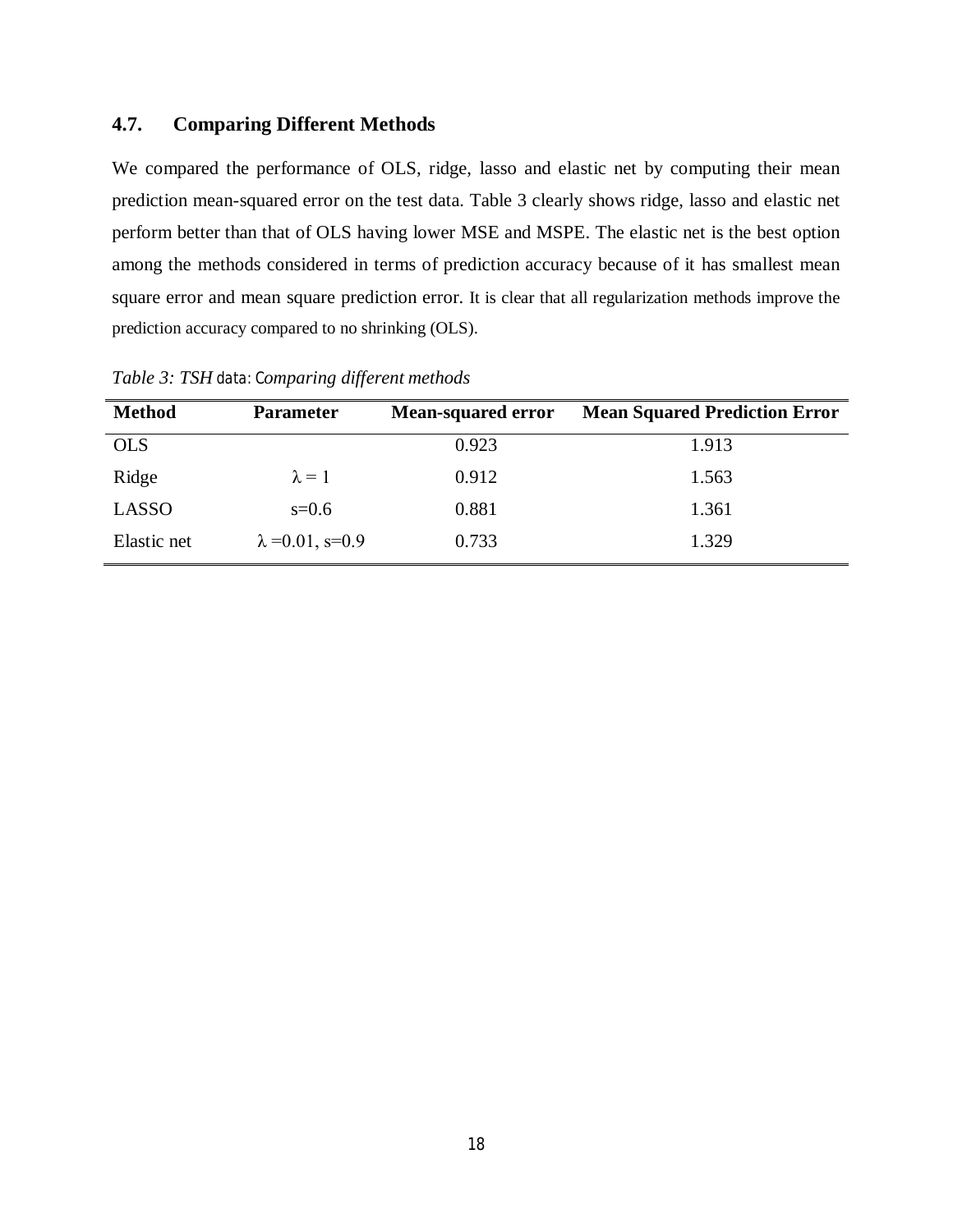### 4.7. Comparing Different Methods

We compared the performance of OLS, ridge, lasso and elastic net by computing their mean prediction mean-squared error on the test data. Table 3 clearly shows ridge, lasso and elastic net perform better than that of OLS having lower MSE and MSPE. The elastic net is the best option among the methods considered in terms of prediction accuracy because of it has smallest mean square error and mean square prediction error. It is clear that all regularization methods improve the prediction accuracy compared to no shrinking (OLS).

*Table 3: TSH data: Comparing different methods*

| Method | Parameter | Mean-squared error | Mean Squared Prediction Error |
|---|---|---|---|
| OLS | | 0.923 | 1.913 |
| Ridge | $\lambda = 1$ | 0.912 | 1.563 |
| LASSO | s=0.6 | 0.881 | 1.361 |
| Elastic net | $\lambda$ =0.01, s=0.9 | 0.733 | 1.329 |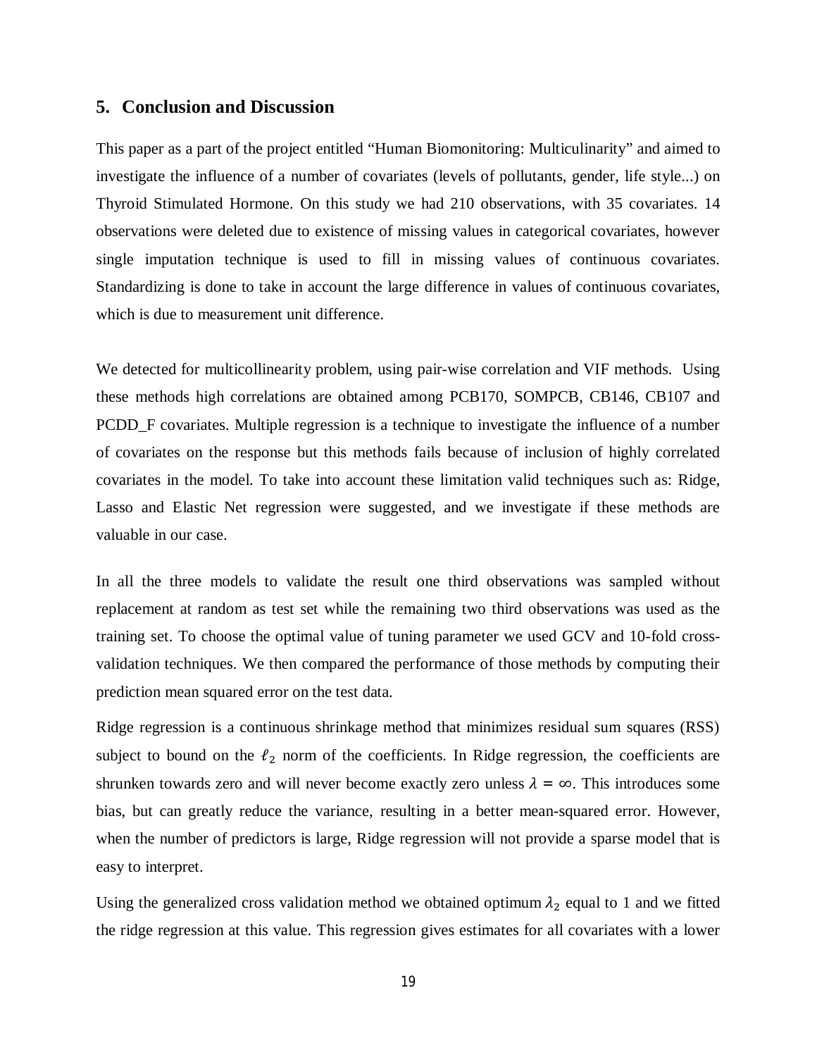## 5. Conclusion and Discussion

This paper as a part of the project entitled "Human Biomonitoring: Multiculinarity" and aimed to investigate the influence of a number of covariates (levels of pollutants, gender, life style...) on Thyroid Stimulated Hormone. On this study we had 210 observations, with 35 covariates. 14 observations were deleted due to existence of missing values in categorical covariates, however single imputation technique is used to fill in missing values of continuous covariates. Standardizing is done to take in account the large difference in values of continuous covariates, which is due to measurement unit difference.

We detected for multicollinearity problem, using pair-wise correlation and VIF methods. Using these methods high correlations are obtained among PCB170, SOMPCB, CB146, CB107 and PCDD_F covariates. Multiple regression is a technique to investigate the influence of a number of covariates on the response but this methods fails because of inclusion of highly correlated covariates in the model. To take into account these limitation valid techniques such as: Ridge, Lasso and Elastic Net regression were suggested, and we investigate if these methods are valuable in our case.

In all the three models to validate the result one third observations was sampled without replacement at random as test set while the remaining two third observations was used as the training set. To choose the optimal value of tuning parameter we used GCV and 10-fold cross-validation techniques. We then compared the performance of those methods by computing their prediction mean squared error on the test data.

Ridge regression is a continuous shrinkage method that minimizes residual sum squares (RSS) subject to bound on the $\ell_2$ norm of the coefficients. In Ridge regression, the coefficients are shrunken towards zero and will never become exactly zero unless $\lambda = \infty$. This introduces some bias, but can greatly reduce the variance, resulting in a better mean-squared error. However, when the number of predictors is large, Ridge regression will not provide a sparse model that is easy to interpret.

Using the generalized cross validation method we obtained optimum $\lambda_2$ equal to 1 and we fitted the ridge regression at this value. This regression gives estimates for all covariates with a lower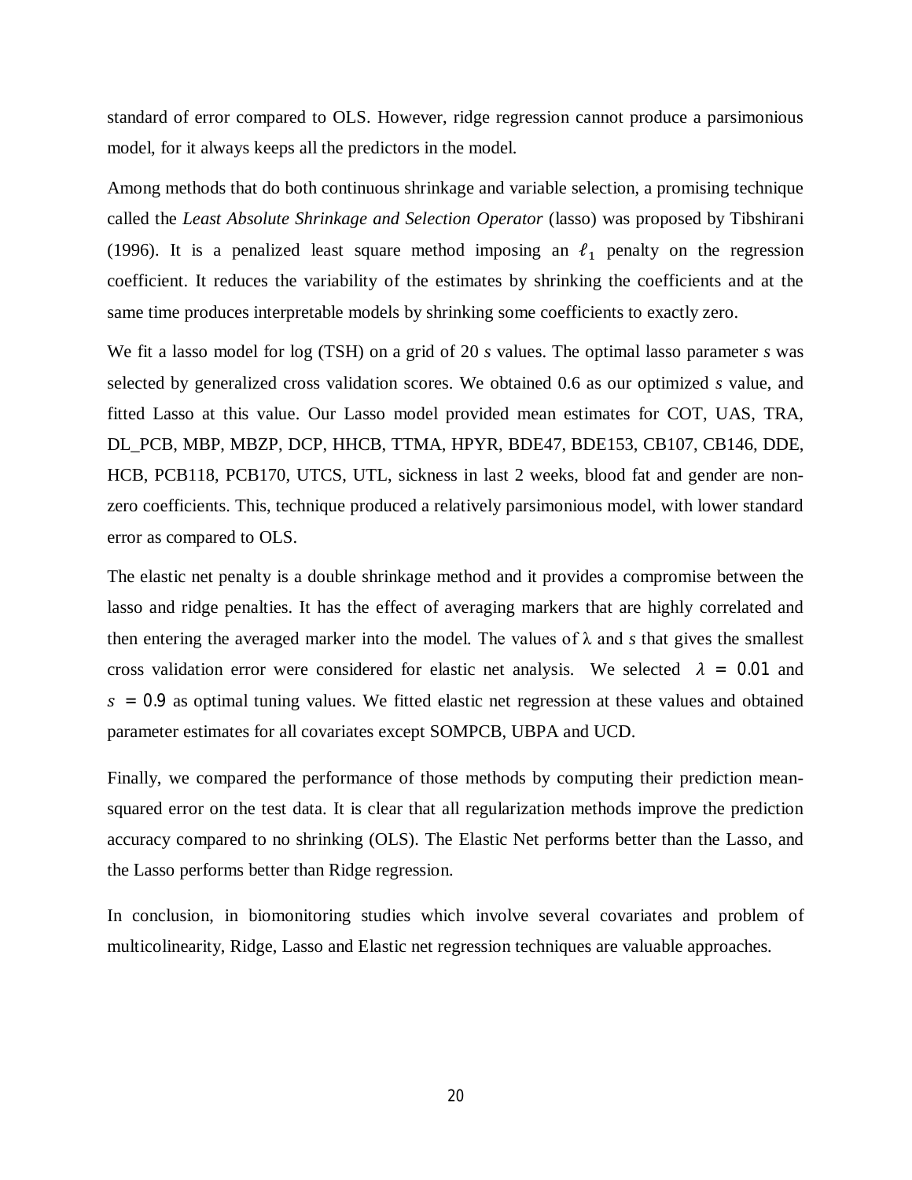standard of error compared to OLS. However, ridge regression cannot produce a parsimonious model, for it always keeps all the predictors in the model.

Among methods that do both continuous shrinkage and variable selection, a promising technique called the *Least Absolute Shrinkage and Selection Operator* (lasso) was proposed by Tibshirani (1996). It is a penalized least square method imposing an $\ell_1$ penalty on the regression coefficient. It reduces the variability of the estimates by shrinking the coefficients and at the same time produces interpretable models by shrinking some coefficients to exactly zero.

We fit a lasso model for log (TSH) on a grid of 20 *s* values. The optimal lasso parameter *s* was selected by generalized cross validation scores. We obtained 0.6 as our optimized *s* value, and fitted Lasso at this value. Our Lasso model provided mean estimates for COT, UAS, TRA, DL_PCB, MBP, MBZP, DCP, HHCB, TTMA, HPYR, BDE47, BDE153, CB107, CB146, DDE, HCB, PCB118, PCB170, UTCS, UTL, sickness in last 2 weeks, blood fat and gender are non-zero coefficients. This, technique produced a relatively parsimonious model, with lower standard error as compared to OLS.

The elastic net penalty is a double shrinkage method and it provides a compromise between the lasso and ridge penalties. It has the effect of averaging markers that are highly correlated and then entering the averaged marker into the model. The values of λ and *s* that gives the smallest cross validation error were considered for elastic net analysis. We selected $\lambda = 0.01$ and $s = 0.9$ as optimal tuning values. We fitted elastic net regression at these values and obtained parameter estimates for all covariates except SOMPCB, UBPA and UCD.

Finally, we compared the performance of those methods by computing their prediction mean-squared error on the test data. It is clear that all regularization methods improve the prediction accuracy compared to no shrinking (OLS). The Elastic Net performs better than the Lasso, and the Lasso performs better than Ridge regression.

In conclusion, in biomonitoring studies which involve several covariates and problem of multicolinearity, Ridge, Lasso and Elastic net regression techniques are valuable approaches.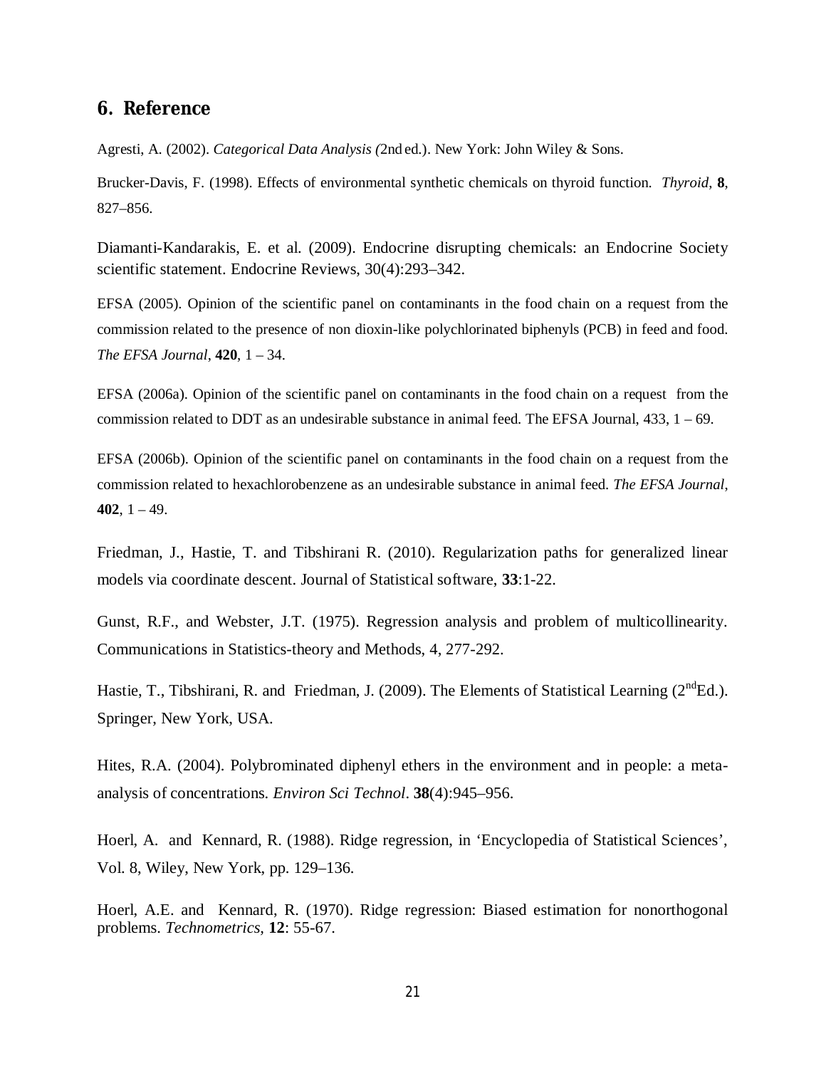## 6. Reference

Agresti, A. (2002). *Categorical Data Analysis (*2nd ed.). New York: John Wiley & Sons.

Brucker-Davis, F. (1998). Effects of environmental synthetic chemicals on thyroid function. *Thyroid*, **8**, 827–856.

Diamanti-Kandarakis, E. et al. (2009). Endocrine disrupting chemicals: an Endocrine Society scientific statement. Endocrine Reviews, 30(4):293–342.

EFSA (2005). Opinion of the scientific panel on contaminants in the food chain on a request from the commission related to the presence of non dioxin-like polychlorinated biphenyls (PCB) in feed and food. *The EFSA Journal*, **420**, 1 – 34.

EFSA (2006a). Opinion of the scientific panel on contaminants in the food chain on a request from the commission related to DDT as an undesirable substance in animal feed. The EFSA Journal, 433, 1 – 69.

EFSA (2006b). Opinion of the scientific panel on contaminants in the food chain on a request from the commission related to hexachlorobenzene as an undesirable substance in animal feed. *The EFSA Journal*, **402**, 1 – 49.

Friedman, J., Hastie, T. and Tibshirani R. (2010). Regularization paths for generalized linear models via coordinate descent. Journal of Statistical software, **33**:1-22.

Gunst, R.F., and Webster, J.T. (1975). Regression analysis and problem of multicollinearity. Communications in Statistics-theory and Methods, 4, 277-292.

Hastie, T., Tibshirani, R. and Friedman, J. (2009). The Elements of Statistical Learning (2ndEd.). Springer, New York, USA.

Hites, R.A. (2004). Polybrominated diphenyl ethers in the environment and in people: a meta-analysis of concentrations. *Environ Sci Technol*. **38**(4):945–956.

Hoerl, A. and Kennard, R. (1988). Ridge regression, in 'Encyclopedia of Statistical Sciences', Vol. 8, Wiley, New York, pp. 129–136.

Hoerl, A.E. and Kennard, R. (1970). Ridge regression: Biased estimation for nonorthogonal problems. *Technometrics*, **12**: 55-67.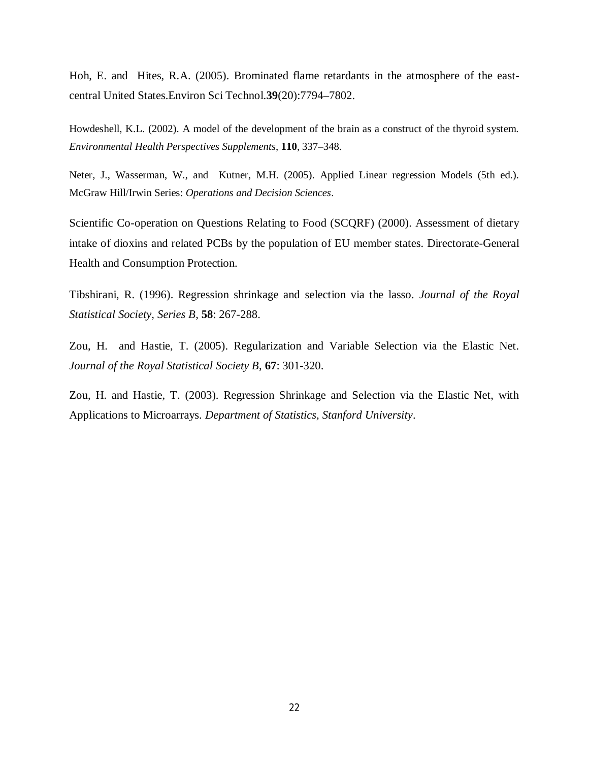Hoh, E. and Hites, R.A. (2005). Brominated flame retardants in the atmosphere of the east-central United States.Environ Sci Technol.**39**(20):7794–7802.

Howdeshell, K.L. (2002). A model of the development of the brain as a construct of the thyroid system. *Environmental Health Perspectives Supplements*, **110**, 337–348.

Neter, J., Wasserman, W., and Kutner, M.H. (2005). Applied Linear regression Models (5th ed.). McGraw Hill/Irwin Series: *Operations and Decision Sciences*.

Scientific Co-operation on Questions Relating to Food (SCQRF) (2000). Assessment of dietary intake of dioxins and related PCBs by the population of EU member states. Directorate-General Health and Consumption Protection.

Tibshirani, R. (1996). Regression shrinkage and selection via the lasso. *Journal of the Royal Statistical Society, Series B*, **58**: 267-288.

Zou, H. and Hastie, T. (2005). Regularization and Variable Selection via the Elastic Net. *Journal of the Royal Statistical Society B*, **67**: 301-320.

Zou, H. and Hastie, T. (2003). Regression Shrinkage and Selection via the Elastic Net, with Applications to Microarrays. *Department of Statistics, Stanford University*.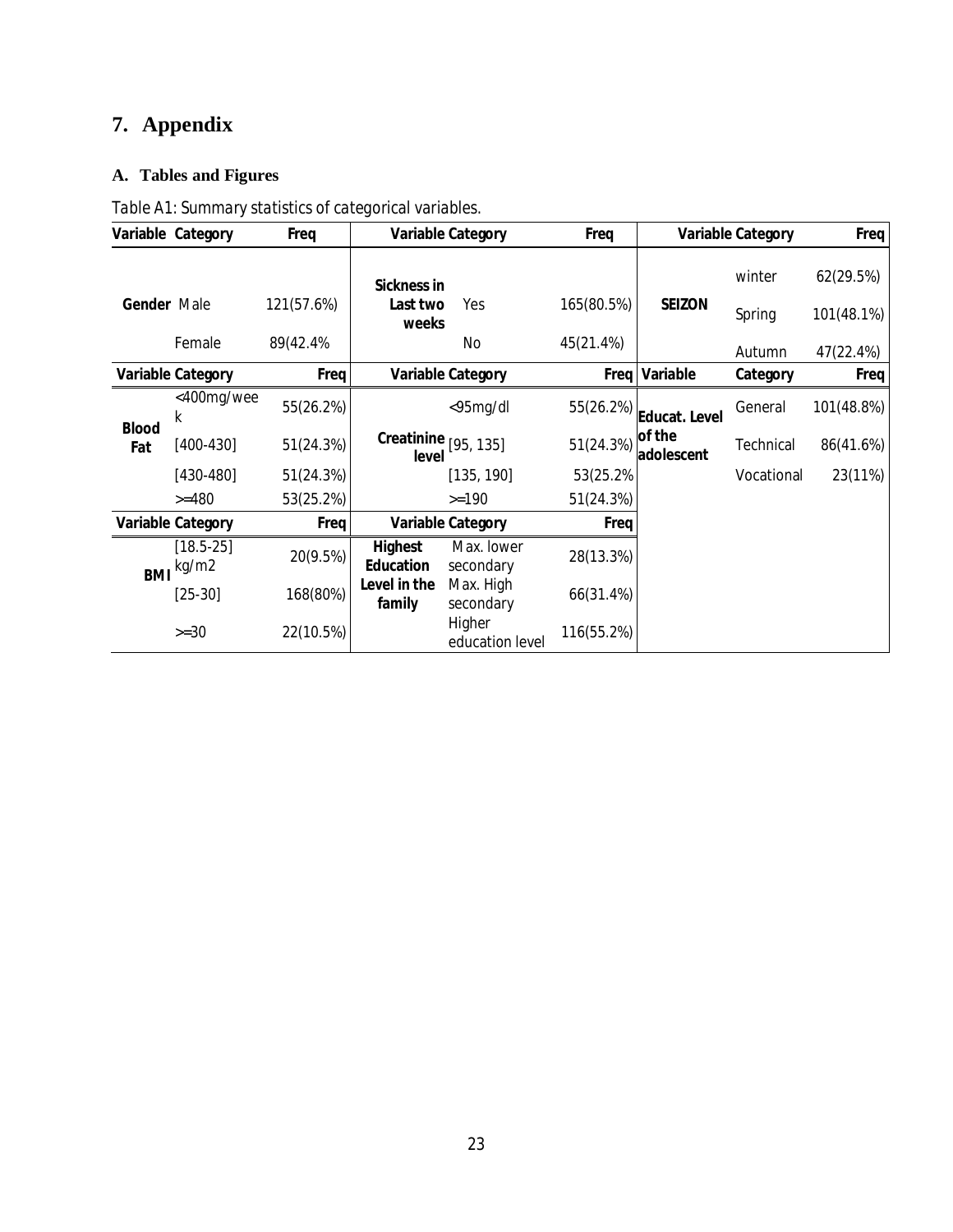# 7. Appendix

## A. Tables and Figures

*Table A1: Summary statistics of categorical variables.*

| Variable | Category | Freq | Variable | Category | Freq | Variable | Category | Freq |
|---|---|---|---|---|---|---|---|---|
| **Gender** | Male | 121(57.6%) | **Sickness in Last two weeks** | Yes | 165(80.5%) | **SEIZON** | winter | 62(29.5%) |
| | Female | 89(42.4% | | No | 45(21.4%) | | Spring | 101(48.1%) |
| | | | | | | | Autumn | 47(22.4%) |
| **Variable** | **Category** | **Freq** | **Variable** | **Category** | **Freq** | **Variable** | **Category** | **Freq** |
| **Blood Fat** | <400mg/week | 55(26.2%) | **Creatinine level** | <95mg/dl | 55(26.2%) | **Educat. Level of the adolescent** | General | 101(48.8%) |
| | [400-430] | 51(24.3%) | | [95, 135] | 51(24.3%) | | Technical | 86(41.6%) |
| | [430-480] | 51(24.3%) | | [135, 190] | 53(25.2% | | Vocational | 23(11%) |
| | >=480 | 53(25.2%) | | >=190 | 51(24.3%) | | | |
| **Variable** | **Category** | **Freq** | **Variable** | **Category** | **Freq** | | | |
| **BMI** | [18.5-25] kg/m2 | 20(9.5%) | **Highest Education Level in the family** | Max. lower secondary | 28(13.3%) | | | |
| | [25-30] | 168(80%) | | Max. High secondary | 66(31.4%) | | | |
| | >=30 | 22(10.5%) | | Higher education level | 116(55.2%) | | | |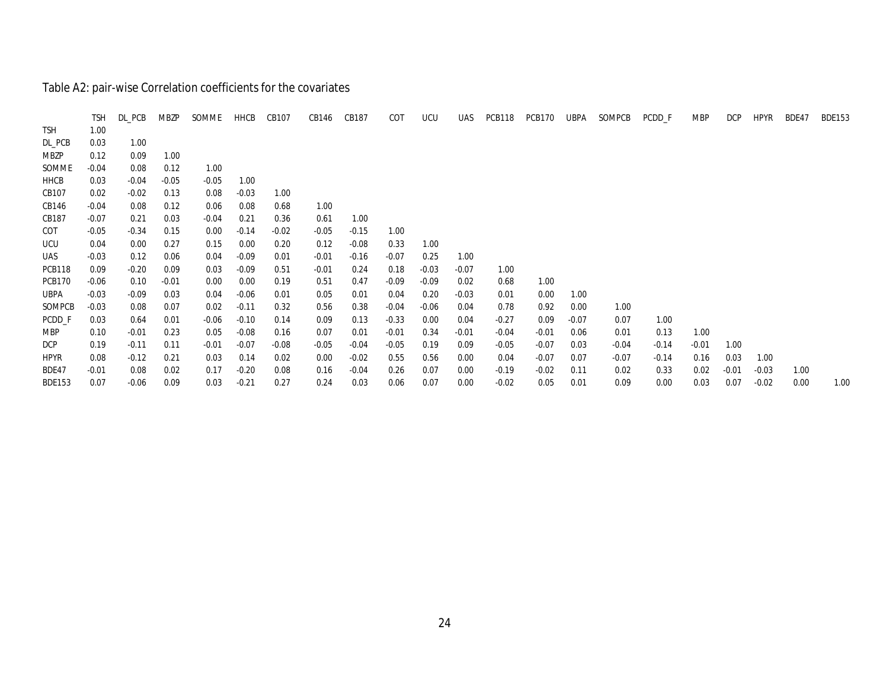Table A2: pair-wise Correlation coefficients for the covariates

| | TSH | DL_PCB | MBZP | SOMME | HHCB | CB107 | CB146 | CB187 | COT | UCU | UAS | PCB118 | PCB170 | UBPA | SOMPCB | PCDD_F | MBP | DCP | HPYR | BDE47 | BDE153 |
|---|---|---|---|---|---|---|---|---|---|---|---|---|---|---|---|---|---|---|---|---|---|
| TSH | 1.00 | | | | | | | | | | | | | | | | | | | | |
| DL_PCB | 0.03 | 1.00 | | | | | | | | | | | | | | | | | | | |
| MBZP | 0.12 | 0.09 | 1.00 | | | | | | | | | | | | | | | | | | |
| SOMME | -0.04 | 0.08 | 0.12 | 1.00 | | | | | | | | | | | | | | | | | |
| HHCB | 0.03 | -0.04 | -0.05 | -0.05 | 1.00 | | | | | | | | | | | | | | | | |
| CB107 | 0.02 | -0.02 | 0.13 | 0.08 | -0.03 | 1.00 | | | | | | | | | | | | | | | |
| CB146 | -0.04 | 0.08 | 0.12 | 0.06 | 0.08 | 0.68 | 1.00 | | | | | | | | | | | | | | |
| CB187 | -0.07 | 0.21 | 0.03 | -0.04 | 0.21 | 0.36 | 0.61 | 1.00 | | | | | | | | | | | | | |
| COT | -0.05 | -0.34 | 0.15 | 0.00 | -0.14 | -0.02 | -0.05 | -0.15 | 1.00 | | | | | | | | | | | | |
| UCU | 0.04 | 0.00 | 0.27 | 0.15 | 0.00 | 0.20 | 0.12 | -0.08 | 0.33 | 1.00 | | | | | | | | | | | |
| UAS | -0.03 | 0.12 | 0.06 | 0.04 | -0.09 | 0.01 | -0.01 | -0.16 | -0.07 | 0.25 | 1.00 | | | | | | | | | | |
| PCB118 | 0.09 | -0.20 | 0.09 | 0.03 | -0.09 | 0.51 | -0.01 | 0.24 | 0.18 | -0.03 | -0.07 | 1.00 | | | | | | | | | |
| PCB170 | -0.06 | 0.10 | -0.01 | 0.00 | 0.00 | 0.19 | 0.51 | 0.47 | -0.09 | -0.09 | 0.02 | 0.68 | 1.00 | | | | | | | | |
| UBPA | -0.03 | -0.09 | 0.03 | 0.04 | -0.06 | 0.01 | 0.05 | 0.01 | 0.04 | 0.20 | -0.03 | 0.01 | 0.00 | 1.00 | | | | | | | |
| SOMPCB | -0.03 | 0.08 | 0.07 | 0.02 | -0.11 | 0.32 | 0.56 | 0.38 | -0.04 | -0.06 | 0.04 | 0.78 | 0.92 | 0.00 | 1.00 | | | | | | |
| PCDD_F | 0.03 | 0.64 | 0.01 | -0.06 | -0.10 | 0.14 | 0.09 | 0.13 | -0.33 | 0.00 | 0.04 | -0.27 | 0.09 | -0.07 | 0.07 | 1.00 | | | | | |
| MBP | 0.10 | -0.01 | 0.23 | 0.05 | -0.08 | 0.16 | 0.07 | 0.01 | -0.01 | 0.34 | -0.01 | -0.04 | -0.01 | 0.06 | 0.01 | 0.13 | 1.00 | | | | |
| DCP | 0.19 | -0.11 | 0.11 | -0.01 | -0.07 | -0.08 | -0.05 | -0.04 | -0.05 | 0.19 | 0.09 | -0.05 | -0.07 | 0.03 | -0.04 | -0.14 | -0.01 | 1.00 | | | |
| HPYR | 0.08 | -0.12 | 0.21 | 0.03 | 0.14 | 0.02 | 0.00 | -0.02 | 0.55 | 0.56 | 0.00 | 0.04 | -0.07 | 0.07 | -0.07 | -0.14 | 0.16 | 0.03 | 1.00 | | |
| BDE47 | -0.01 | 0.08 | 0.02 | 0.17 | -0.20 | 0.08 | 0.16 | -0.04 | 0.26 | 0.07 | 0.00 | -0.19 | -0.02 | 0.11 | 0.02 | 0.33 | 0.02 | -0.01 | -0.03 | 1.00 | |
| BDE153 | 0.07 | -0.06 | 0.09 | 0.03 | -0.21 | 0.27 | 0.24 | 0.03 | 0.06 | 0.07 | 0.00 | -0.02 | 0.05 | 0.01 | 0.09 | 0.00 | 0.03 | 0.07 | -0.02 | 0.00 | 1.00 |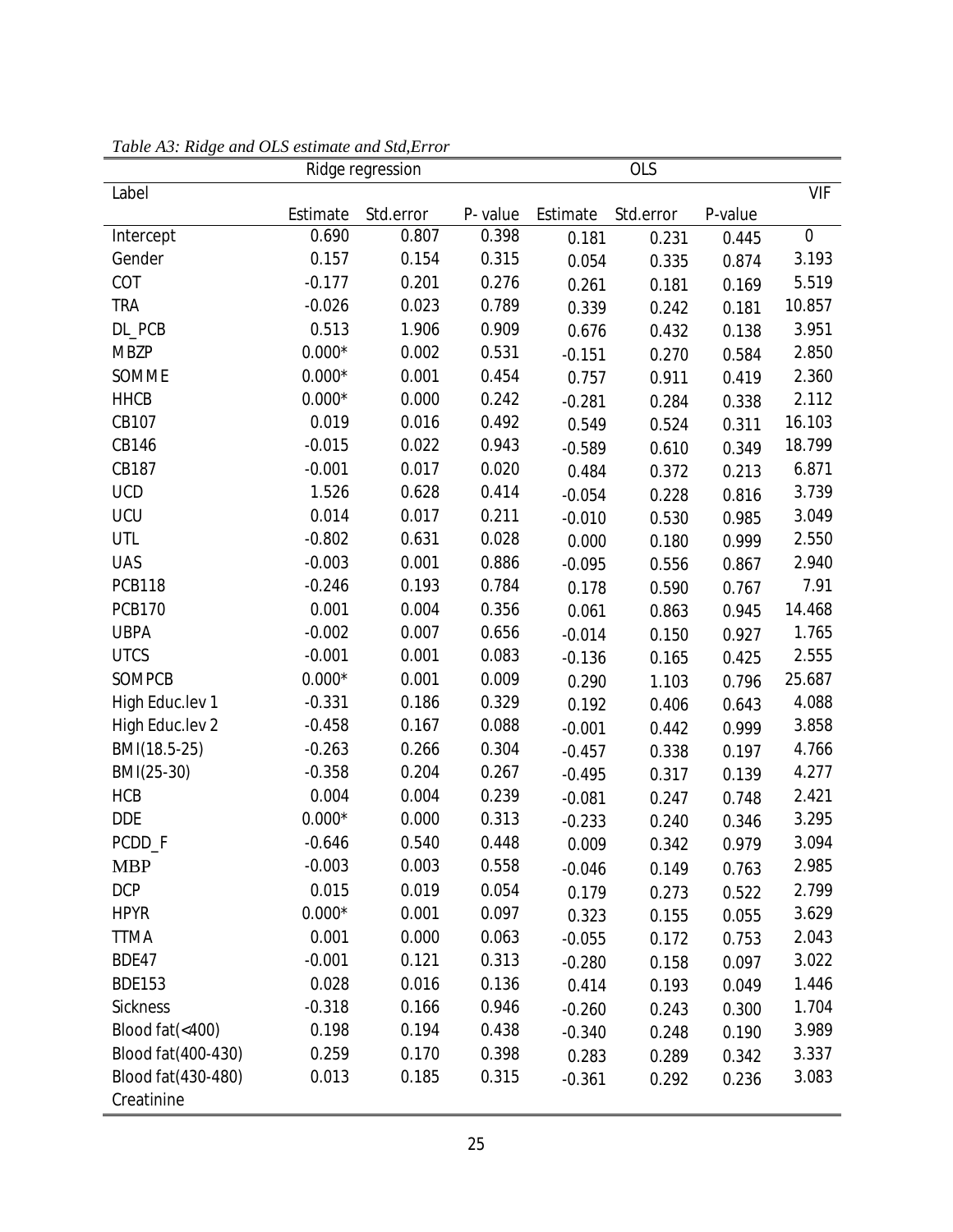*Table A3: Ridge and OLS estimate and Std,Error*

| Label | Ridge regression | | | OLS | | | VIF |
|---|---|---|---|---|---|---|---|
| | Estimate | Std.error | P- value | Estimate | Std.error | P-value | |
| Intercept | 0.690 | 0.807 | 0.398 | 0.181 | 0.231 | 0.445 | 0 |
| Gender | 0.157 | 0.154 | 0.315 | 0.054 | 0.335 | 0.874 | 3.193 |
| COT | -0.177 | 0.201 | 0.276 | 0.261 | 0.181 | 0.169 | 5.519 |
| TRA | -0.026 | 0.023 | 0.789 | 0.339 | 0.242 | 0.181 | 10.857 |
| DL_PCB | 0.513 | 1.906 | 0.909 | 0.676 | 0.432 | 0.138 | 3.951 |
| MBZP | 0.000* | 0.002 | 0.531 | -0.151 | 0.270 | 0.584 | 2.850 |
| SOMME | 0.000* | 0.001 | 0.454 | 0.757 | 0.911 | 0.419 | 2.360 |
| HHCB | 0.000* | 0.000 | 0.242 | -0.281 | 0.284 | 0.338 | 2.112 |
| CB107 | 0.019 | 0.016 | 0.492 | 0.549 | 0.524 | 0.311 | 16.103 |
| CB146 | -0.015 | 0.022 | 0.943 | -0.589 | 0.610 | 0.349 | 18.799 |
| CB187 | -0.001 | 0.017 | 0.020 | 0.484 | 0.372 | 0.213 | 6.871 |
| UCD | 1.526 | 0.628 | 0.414 | -0.054 | 0.228 | 0.816 | 3.739 |
| UCU | 0.014 | 0.017 | 0.211 | -0.010 | 0.530 | 0.985 | 3.049 |
| UTL | -0.802 | 0.631 | 0.028 | 0.000 | 0.180 | 0.999 | 2.550 |
| UAS | -0.003 | 0.001 | 0.886 | -0.095 | 0.556 | 0.867 | 2.940 |
| PCB118 | -0.246 | 0.193 | 0.784 | 0.178 | 0.590 | 0.767 | 7.91 |
| PCB170 | 0.001 | 0.004 | 0.356 | 0.061 | 0.863 | 0.945 | 14.468 |
| UBPA | -0.002 | 0.007 | 0.656 | -0.014 | 0.150 | 0.927 | 1.765 |
| UTCS | -0.001 | 0.001 | 0.083 | -0.136 | 0.165 | 0.425 | 2.555 |
| SOMPCB | 0.000* | 0.001 | 0.009 | 0.290 | 1.103 | 0.796 | 25.687 |
| High Educ.lev 1 | -0.331 | 0.186 | 0.329 | 0.192 | 0.406 | 0.643 | 4.088 |
| High Educ.lev 2 | -0.458 | 0.167 | 0.088 | -0.001 | 0.442 | 0.999 | 3.858 |
| BMI(18.5-25) | -0.263 | 0.266 | 0.304 | -0.457 | 0.338 | 0.197 | 4.766 |
| BMI(25-30) | -0.358 | 0.204 | 0.267 | -0.495 | 0.317 | 0.139 | 4.277 |
| HCB | 0.004 | 0.004 | 0.239 | -0.081 | 0.247 | 0.748 | 2.421 |
| DDE | 0.000* | 0.000 | 0.313 | -0.233 | 0.240 | 0.346 | 3.295 |
| PCDD_F | -0.646 | 0.540 | 0.448 | 0.009 | 0.342 | 0.979 | 3.094 |
| MBP | -0.003 | 0.003 | 0.558 | -0.046 | 0.149 | 0.763 | 2.985 |
| DCP | 0.015 | 0.019 | 0.054 | 0.179 | 0.273 | 0.522 | 2.799 |
| HPYR | 0.000* | 0.001 | 0.097 | 0.323 | 0.155 | 0.055 | 3.629 |
| TTMA | 0.001 | 0.000 | 0.063 | -0.055 | 0.172 | 0.753 | 2.043 |
| BDE47 | -0.001 | 0.121 | 0.313 | -0.280 | 0.158 | 0.097 | 3.022 |
| BDE153 | 0.028 | 0.016 | 0.136 | 0.414 | 0.193 | 0.049 | 1.446 |
| Sickness | -0.318 | 0.166 | 0.946 | -0.260 | 0.243 | 0.300 | 1.704 |
| Blood fat(<400) | 0.198 | 0.194 | 0.438 | -0.340 | 0.248 | 0.190 | 3.989 |
| Blood fat(400-430) | 0.259 | 0.170 | 0.398 | 0.283 | 0.289 | 0.342 | 3.337 |
| Blood fat(430-480) | 0.013 | 0.185 | 0.315 | -0.361 | 0.292 | 0.236 | 3.083 |
| Creatinine | | | | | | | |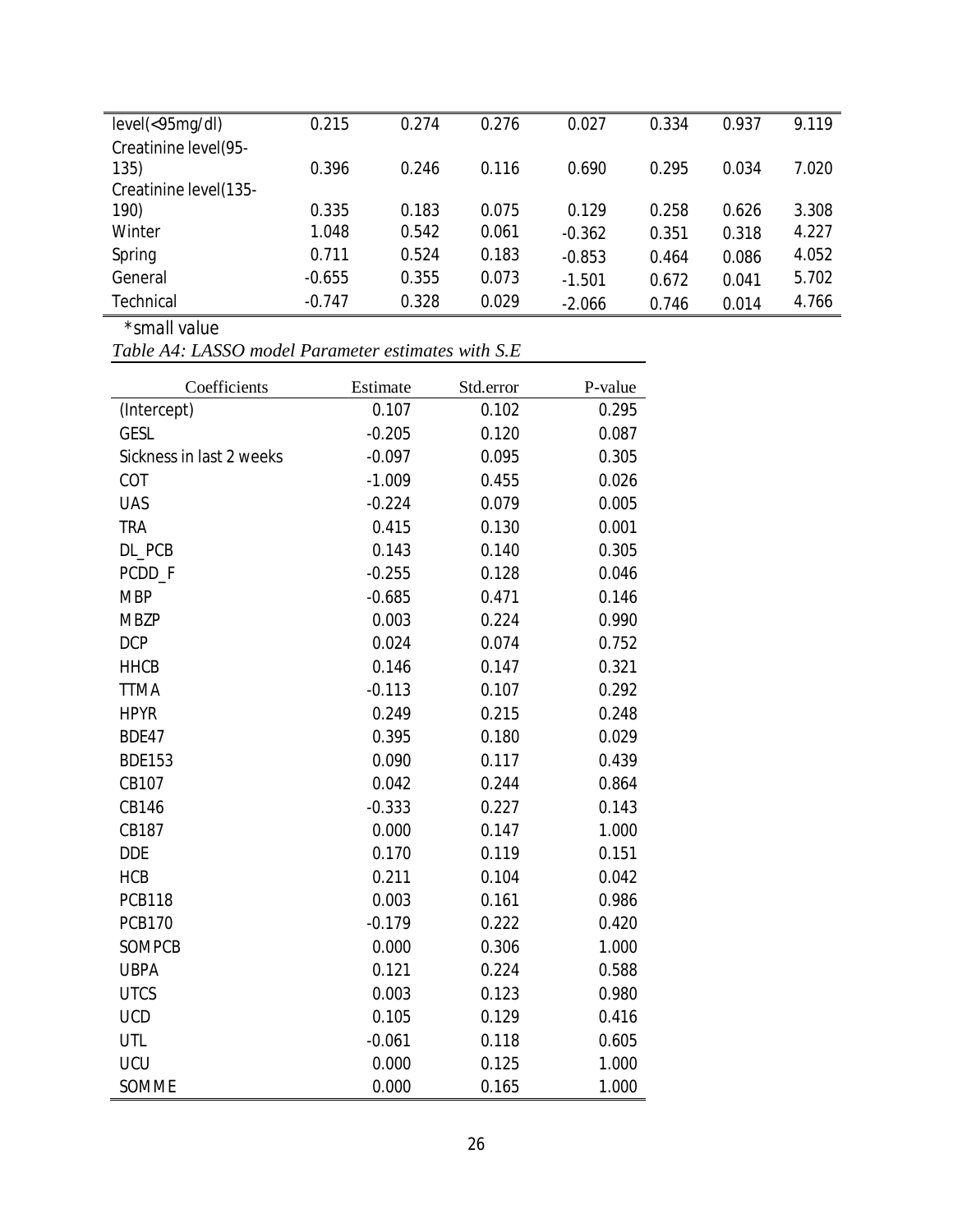| level(<95mg/dl) | 0.215 | 0.274 | 0.276 | 0.027 | 0.334 | 0.937 | 9.119 |
|---|---|---|---|---|---|---|---|
| Creatinine level(95-135) | 0.396 | 0.246 | 0.116 | 0.690 | 0.295 | 0.034 | 7.020 |
| Creatinine level(135-190) | 0.335 | 0.183 | 0.075 | 0.129 | 0.258 | 0.626 | 3.308 |
| Winter | 1.048 | 0.542 | 0.061 | -0.362 | 0.351 | 0.318 | 4.227 |
| Spring | 0.711 | 0.524 | 0.183 | -0.853 | 0.464 | 0.086 | 4.052 |
| General | -0.655 | 0.355 | 0.073 | -1.501 | 0.672 | 0.041 | 5.702 |
| Technical | -0.747 | 0.328 | 0.029 | -2.066 | 0.746 | 0.014 | 4.766 |

*small value

*Table A4: LASSO model Parameter estimates with S.E*

| Coefficients | Estimate | Std.error | P-value |
|---|---|---|---|
| (Intercept) | 0.107 | 0.102 | 0.295 |
| GESL | -0.205 | 0.120 | 0.087 |
| Sickness in last 2 weeks | -0.097 | 0.095 | 0.305 |
| COT | -1.009 | 0.455 | 0.026 |
| UAS | -0.224 | 0.079 | 0.005 |
| TRA | 0.415 | 0.130 | 0.001 |
| DL_PCB | 0.143 | 0.140 | 0.305 |
| PCDD_F | -0.255 | 0.128 | 0.046 |
| MBP | -0.685 | 0.471 | 0.146 |
| MBZP | 0.003 | 0.224 | 0.990 |
| DCP | 0.024 | 0.074 | 0.752 |
| HHCB | 0.146 | 0.147 | 0.321 |
| TTMA | -0.113 | 0.107 | 0.292 |
| HPYR | 0.249 | 0.215 | 0.248 |
| BDE47 | 0.395 | 0.180 | 0.029 |
| BDE153 | 0.090 | 0.117 | 0.439 |
| CB107 | 0.042 | 0.244 | 0.864 |
| CB146 | -0.333 | 0.227 | 0.143 |
| CB187 | 0.000 | 0.147 | 1.000 |
| DDE | 0.170 | 0.119 | 0.151 |
| HCB | 0.211 | 0.104 | 0.042 |
| PCB118 | 0.003 | 0.161 | 0.986 |
| PCB170 | -0.179 | 0.222 | 0.420 |
| SOMPCB | 0.000 | 0.306 | 1.000 |
| UBPA | 0.121 | 0.224 | 0.588 |
| UTCS | 0.003 | 0.123 | 0.980 |
| UCD | 0.105 | 0.129 | 0.416 |
| UTL | -0.061 | 0.118 | 0.605 |
| UCU | 0.000 | 0.125 | 1.000 |
| SOMME | 0.000 | 0.165 | 1.000 |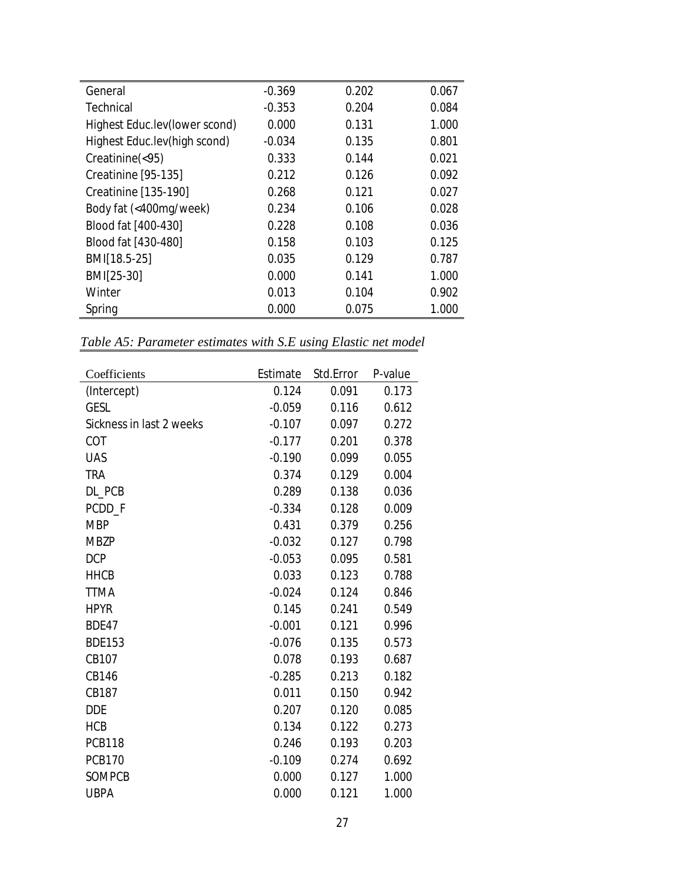| | | | |
|---|---|---|---|
| General | -0.369 | 0.202 | 0.067 |
| Technical | -0.353 | 0.204 | 0.084 |
| Highest Educ.lev(lower scond) | 0.000 | 0.131 | 1.000 |
| Highest Educ.lev(high scond) | -0.034 | 0.135 | 0.801 |
| Creatinine(<95) | 0.333 | 0.144 | 0.021 |
| Creatinine [95-135] | 0.212 | 0.126 | 0.092 |
| Creatinine [135-190] | 0.268 | 0.121 | 0.027 |
| Body fat (<400mg/week) | 0.234 | 0.106 | 0.028 |
| Blood fat [400-430] | 0.228 | 0.108 | 0.036 |
| Blood fat [430-480] | 0.158 | 0.103 | 0.125 |
| BMI[18.5-25] | 0.035 | 0.129 | 0.787 |
| BMI[25-30] | 0.000 | 0.141 | 1.000 |
| Winter | 0.013 | 0.104 | 0.902 |
| Spring | 0.000 | 0.075 | 1.000 |

*Table A5: Parameter estimates with S.E using Elastic net model*

| Coefficients | Estimate | Std.Error | P-value |
|---|---|---|---|
| (Intercept) | 0.124 | 0.091 | 0.173 |
| GESL | -0.059 | 0.116 | 0.612 |
| Sickness in last 2 weeks | -0.107 | 0.097 | 0.272 |
| COT | -0.177 | 0.201 | 0.378 |
| UAS | -0.190 | 0.099 | 0.055 |
| TRA | 0.374 | 0.129 | 0.004 |
| DL_PCB | 0.289 | 0.138 | 0.036 |
| PCDD_F | -0.334 | 0.128 | 0.009 |
| MBP | 0.431 | 0.379 | 0.256 |
| MBZP | -0.032 | 0.127 | 0.798 |
| DCP | -0.053 | 0.095 | 0.581 |
| HHCB | 0.033 | 0.123 | 0.788 |
| TTMA | -0.024 | 0.124 | 0.846 |
| HPYR | 0.145 | 0.241 | 0.549 |
| BDE47 | -0.001 | 0.121 | 0.996 |
| BDE153 | -0.076 | 0.135 | 0.573 |
| CB107 | 0.078 | 0.193 | 0.687 |
| CB146 | -0.285 | 0.213 | 0.182 |
| CB187 | 0.011 | 0.150 | 0.942 |
| DDE | 0.207 | 0.120 | 0.085 |
| HCB | 0.134 | 0.122 | 0.273 |
| PCB118 | 0.246 | 0.193 | 0.203 |
| PCB170 | -0.109 | 0.274 | 0.692 |
| SOMPCB | 0.000 | 0.127 | 1.000 |
| UBPA | 0.000 | 0.121 | 1.000 |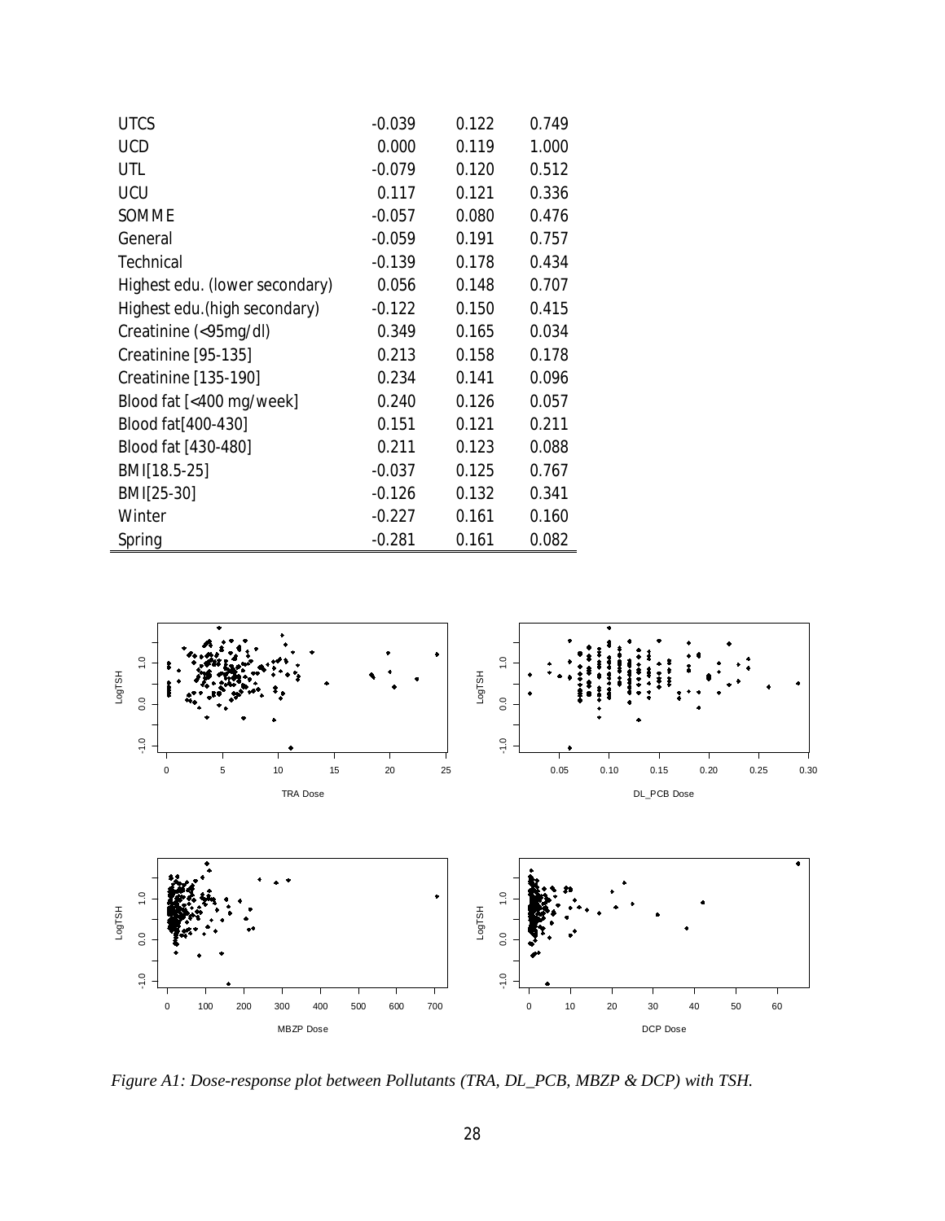| | | | |
|---|---|---|---|
| UTCS | -0.039 | 0.122 | 0.749 |
| UCD | 0.000 | 0.119 | 1.000 |
| UTL | -0.079 | 0.120 | 0.512 |
| UCU | 0.117 | 0.121 | 0.336 |
| SOMME | -0.057 | 0.080 | 0.476 |
| General | -0.059 | 0.191 | 0.757 |
| Technical | -0.139 | 0.178 | 0.434 |
| Highest edu. (lower secondary) | 0.056 | 0.148 | 0.707 |
| Highest edu.(high secondary) | -0.122 | 0.150 | 0.415 |
| Creatinine (<95mg/dl) | 0.349 | 0.165 | 0.034 |
| Creatinine [95-135] | 0.213 | 0.158 | 0.178 |
| Creatinine [135-190] | 0.234 | 0.141 | 0.096 |
| Blood fat [<400 mg/week] | 0.240 | 0.126 | 0.057 |
| Blood fat[400-430] | 0.151 | 0.121 | 0.211 |
| Blood fat [430-480] | 0.211 | 0.123 | 0.088 |
| BMI[18.5-25] | -0.037 | 0.125 | 0.767 |
| BMI[25-30] | -0.126 | 0.132 | 0.341 |
| Winter | -0.227 | 0.161 | 0.160 |
| Spring | -0.281 | 0.161 | 0.082 |

*Figure A1: Dose-response plot between Pollutants (TRA, DL_PCB, MBZP & DCP) with TSH.*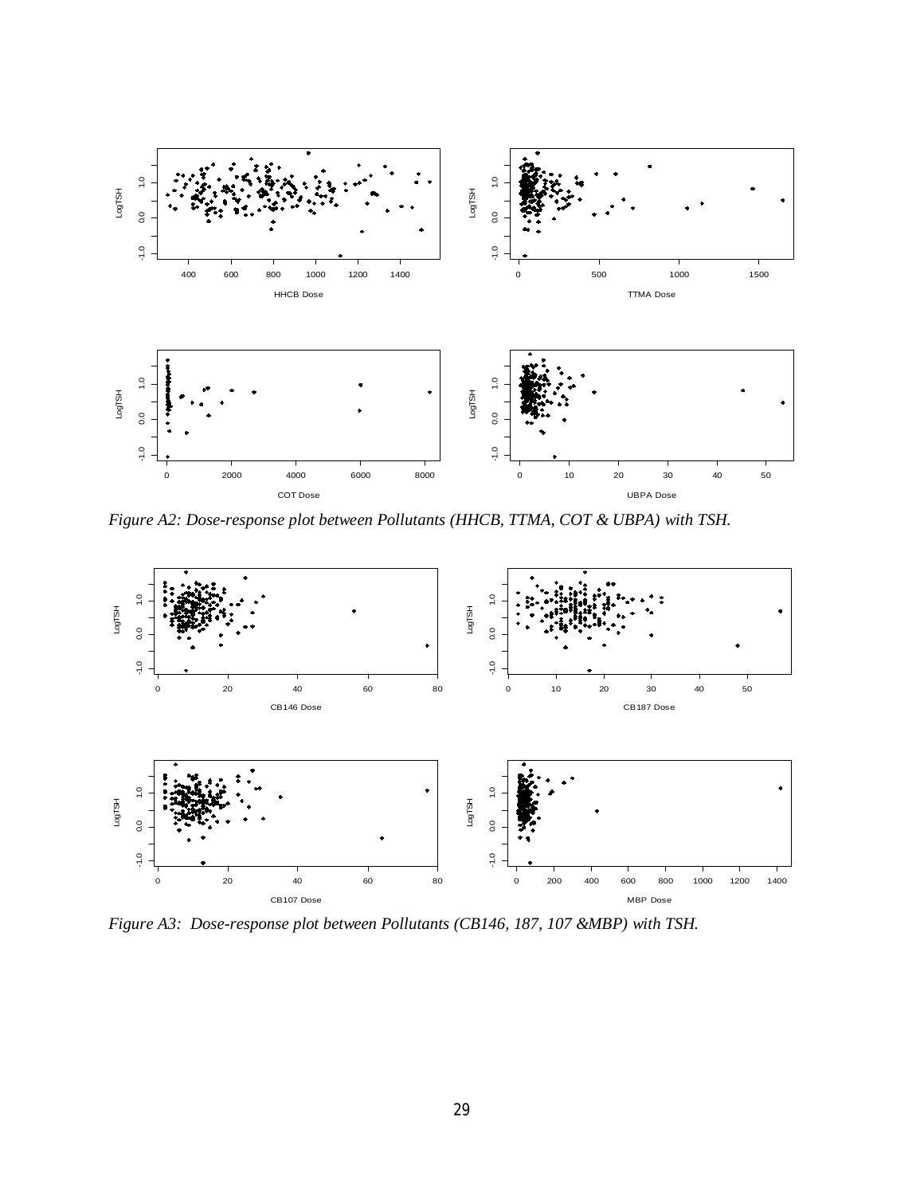*Figure A2: Dose-response plot between Pollutants (HHCB, TTMA, COT & UBPA) with TSH.*

*Figure A3: Dose-response plot between Pollutants (CB146, 187, 107 &MBP) with TSH.*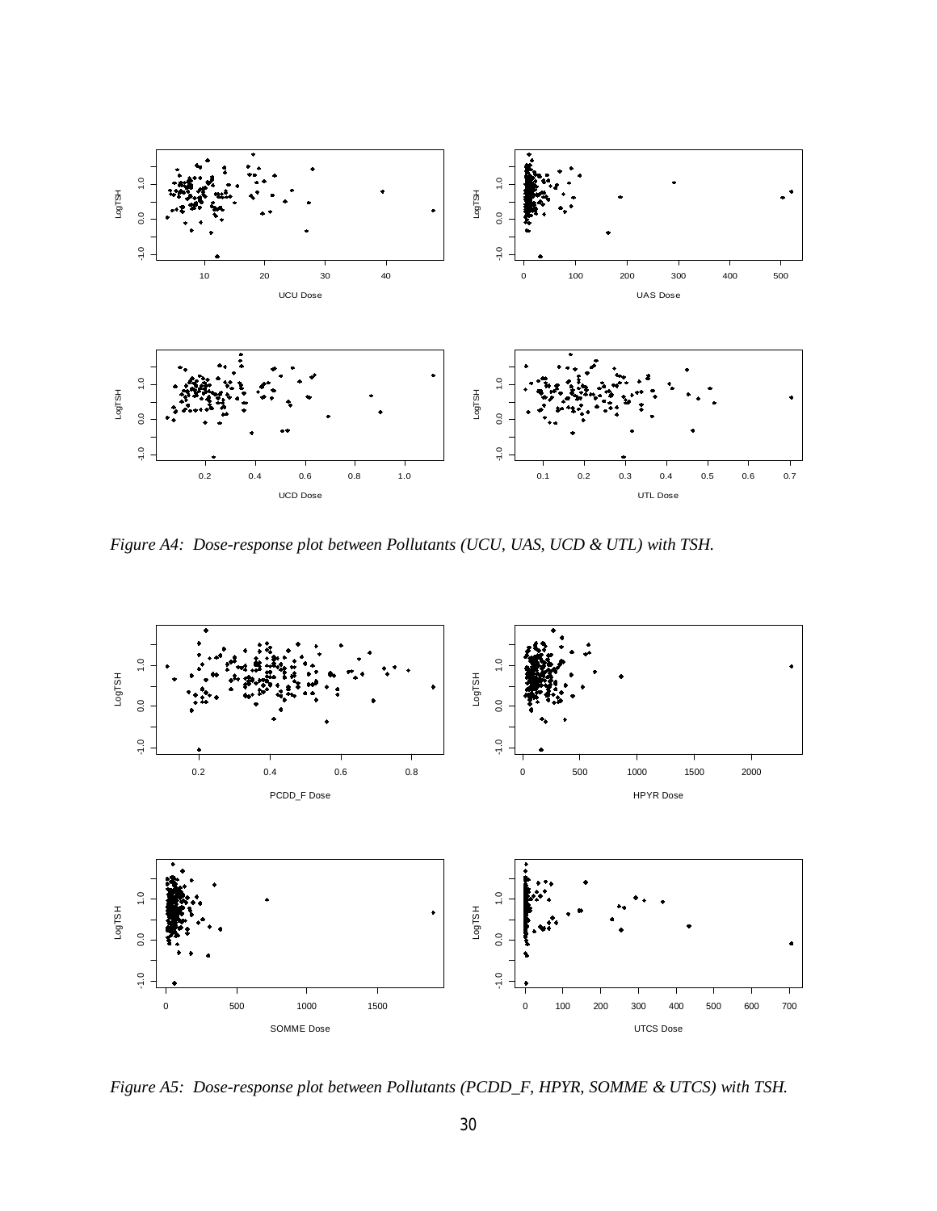*Figure A4: Dose-response plot between Pollutants (UCU, UAS, UCD & UTL) with TSH.*

*Figure A5: Dose-response plot between Pollutants (PCDD_F, HPYR, SOMME & UTCS) with TSH.*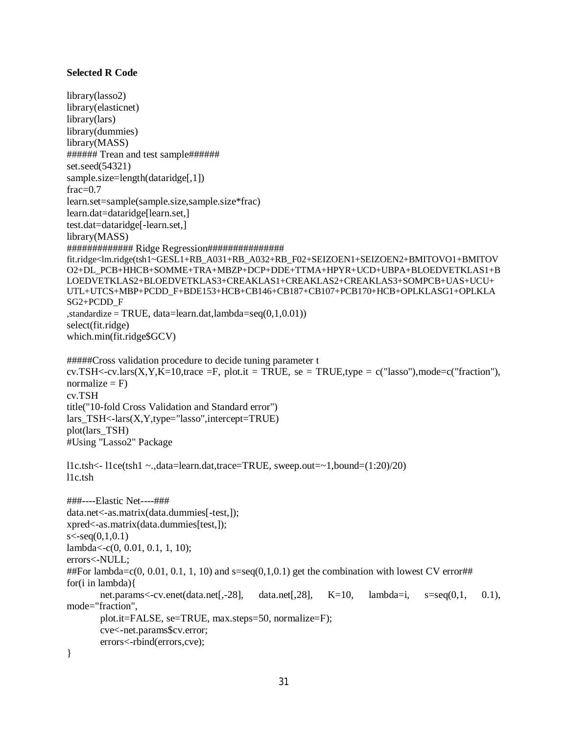**Selected R Code**

```
library(lasso2)
library(elasticnet)
library(lars)
library(dummies)
library(MASS)
###### Trean and test sample######
set.seed(54321)
sample.size=length(dataridge[,1])
frac=0.7
learn.set=sample(sample.size,sample.size*frac)
learn.dat=dataridge[learn.set,]
test.dat=dataridge[-learn.set,]
library(MASS)
############# Ridge Regression###############
fit.ridge<lm.ridge(tsh1~GESL1+RB_A031+RB_A032+RB_F02+SEIZOEN1+SEIZOEN2+BMITOVO1+BMITOV
O2+DL_PCB+HHCB+SOMME+TRA+MBZP+DCP+DDE+TTMA+HPYR+UCD+UBPA+BLOEDVETKLAS1+B
LOEDVETKLAS2+BLOEDVETKLAS3+CREAKLAS1+CREAKLAS2+CREAKLAS3+SOMPCB+UAS+UCU+
UTL+UTCS+MBP+PCDD_F+BDE153+HCB+CB146+CB187+CB107+PCB170+HCB+OPLKLASG1+OPLKLA
SG2+PCDD_F
,standardize = TRUE, data=learn.dat,lambda=seq(0,1,0.01))
select(fit.ridge)
which.min(fit.ridge$GCV)

#####Cross validation procedure to decide tuning parameter t
cv.TSH<-cv.lars(X,Y,K=10,trace =F, plot.it = TRUE, se = TRUE,type = c("lasso"),mode=c("fraction"),
normalize = F)
cv.TSH
title("10-fold Cross Validation and Standard error")
lars_TSH<-lars(X,Y,type="lasso",intercept=TRUE)
plot(lars_TSH)
#Using "Lasso2" Package

l1c.tsh<- l1ce(tsh1 ~.,data=learn.dat,trace=TRUE, sweep.out=~1,bound=(1:20)/20)
l1c.tsh

###----Elastic Net----###
data.net<-as.matrix(data.dummies[-test,]);
xpred<-as.matrix(data.dummies[test,]);
s<-seq(0,1,0.1)
lambda<-c(0, 0.01, 0.1, 1, 10);
errors<-NULL;
##For lambda=c(0, 0.01, 0.1, 1, 10) and s=seq(0,1,0.1) get the combination with lowest CV error##
for(i in lambda){
	net.params<-cv.enet(data.net[,-28], data.net[,28], K=10, lambda=i, s=seq(0,1, 0.1),
mode="fraction",
	plot.it=FALSE, se=TRUE, max.steps=50, normalize=F);
	cve<-net.params$cv.error;
	errors<-rbind(errors,cve);
}
```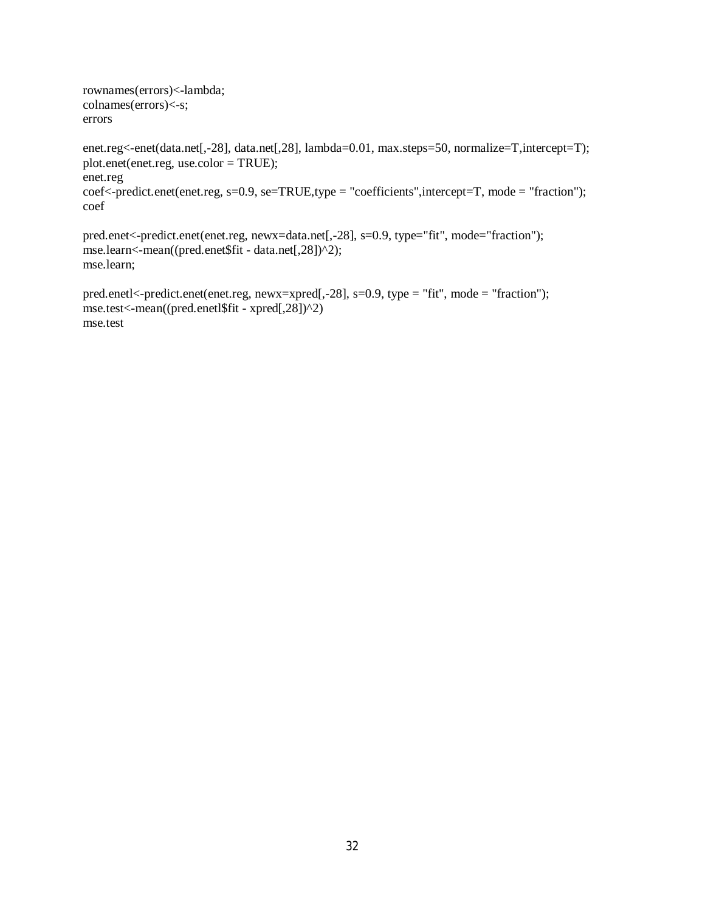```
rownames(errors)<-lambda;
colnames(errors)<-s;
errors

enet.reg<-enet(data.net[,-28], data.net[,28], lambda=0.01, max.steps=50, normalize=T,intercept=T);
plot.enet(enet.reg, use.color = TRUE);
enet.reg
coef<-predict.enet(enet.reg, s=0.9, se=TRUE,type = "coefficients",intercept=T, mode = "fraction");
coef

pred.enet<-predict.enet(enet.reg, newx=data.net[,-28], s=0.9, type="fit", mode="fraction");
mse.learn<-mean((pred.enet$fit - data.net[,28])^2);
mse.learn;

pred.enetl<-predict.enet(enet.reg, newx=xpred[,-28], s=0.9, type = "fit", mode = "fraction");
mse.test<-mean((pred.enetl$fit - xpred[,28])^2)
mse.test
```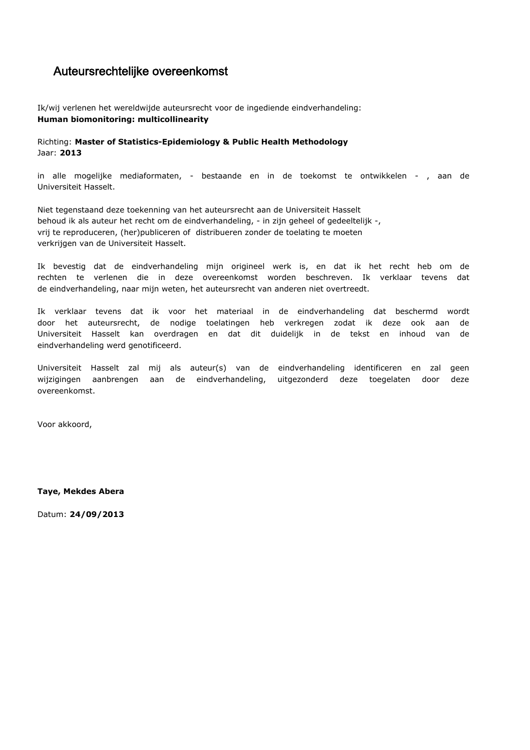# Auteursrechtelijke overeenkomst

Ik/wij verlenen het wereldwijde auteursrecht voor de ingediende eindverhandeling:
**Human biomonitoring: multicollinearity**

Richting: **Master of Statistics-Epidemiology & Public Health Methodology**
Jaar: **2013**

in alle mogelijke mediaformaten, - bestaande en in de toekomst te ontwikkelen - , aan de Universiteit Hasselt.

Niet tegenstaand deze toekenning van het auteursrecht aan de Universiteit Hasselt behoud ik als auteur het recht om de eindverhandeling, - in zijn geheel of gedeeltelijk -, vrij te reproduceren, (her)publiceren of distribueren zonder de toelating te moeten verkrijgen van de Universiteit Hasselt.

Ik bevestig dat de eindverhandeling mijn origineel werk is, en dat ik het recht heb om de rechten te verlenen die in deze overeenkomst worden beschreven. Ik verklaar tevens dat de eindverhandeling, naar mijn weten, het auteursrecht van anderen niet overtreedt.

Ik verklaar tevens dat ik voor het materiaal in de eindverhandeling dat beschermd wordt door het auteursrecht, de nodige toelatingen heb verkregen zodat ik deze ook aan de Universiteit Hasselt kan overdragen en dat dit duidelijk in de tekst en inhoud van de eindverhandeling werd genotificeerd.

Universiteit Hasselt zal mij als auteur(s) van de eindverhandeling identificeren en zal geen wijzigingen aanbrengen aan de eindverhandeling, uitgezonderd deze toegelaten door deze overeenkomst.

Voor akkoord,

**Taye, Mekdes Abera**

Datum: **24/09/2013**